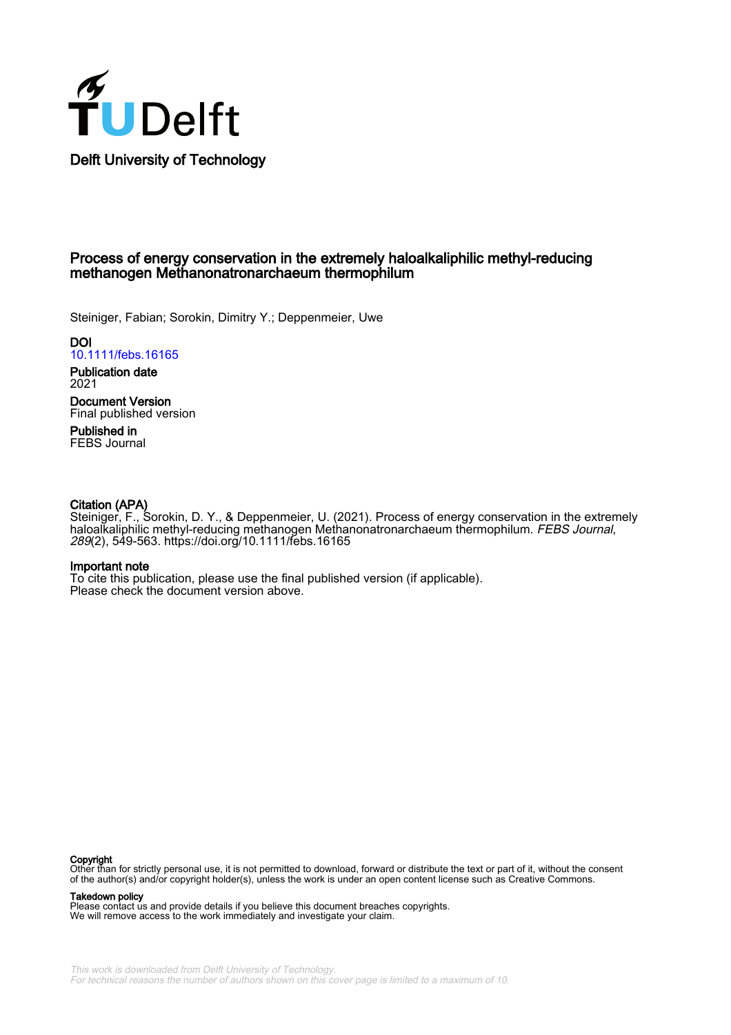Delft University of Technology

# Process of energy conservation in the extremely haloalkaliphilic methyl-reducing methanogen Methanonatronarchaeum thermophilum

Steiniger, Fabian; Sorokin, Dimitry Y.; Deppenmeier, Uwe

**DOI**
10.1111/febs.16165

**Publication date**
2021

**Document Version**
Final published version

**Published in**
FEBS Journal

**Citation (APA)**
Steiniger, F., Sorokin, D. Y., & Deppenmeier, U. (2021). Process of energy conservation in the extremely haloalkaliphilic methyl-reducing methanogen Methanonatronarchaeum thermophilum. *FEBS Journal*, *289*(2), 549-563. https://doi.org/10.1111/febs.16165

**Important note**
To cite this publication, please use the final published version (if applicable). Please check the document version above.

**Copyright**
Other than for strictly personal use, it is not permitted to download, forward or distribute the text or part of it, without the consent of the author(s) and/or copyright holder(s), unless the work is under an open content license such as Creative Commons.

**Takedown policy**
Please contact us and provide details if you believe this document breaches copyrights. We will remove access to the work immediately and investigate your claim.

This work is downloaded from Delft University of Technology.
For technical reasons the number of authors shown on this cover page is limited to a maximum of 10.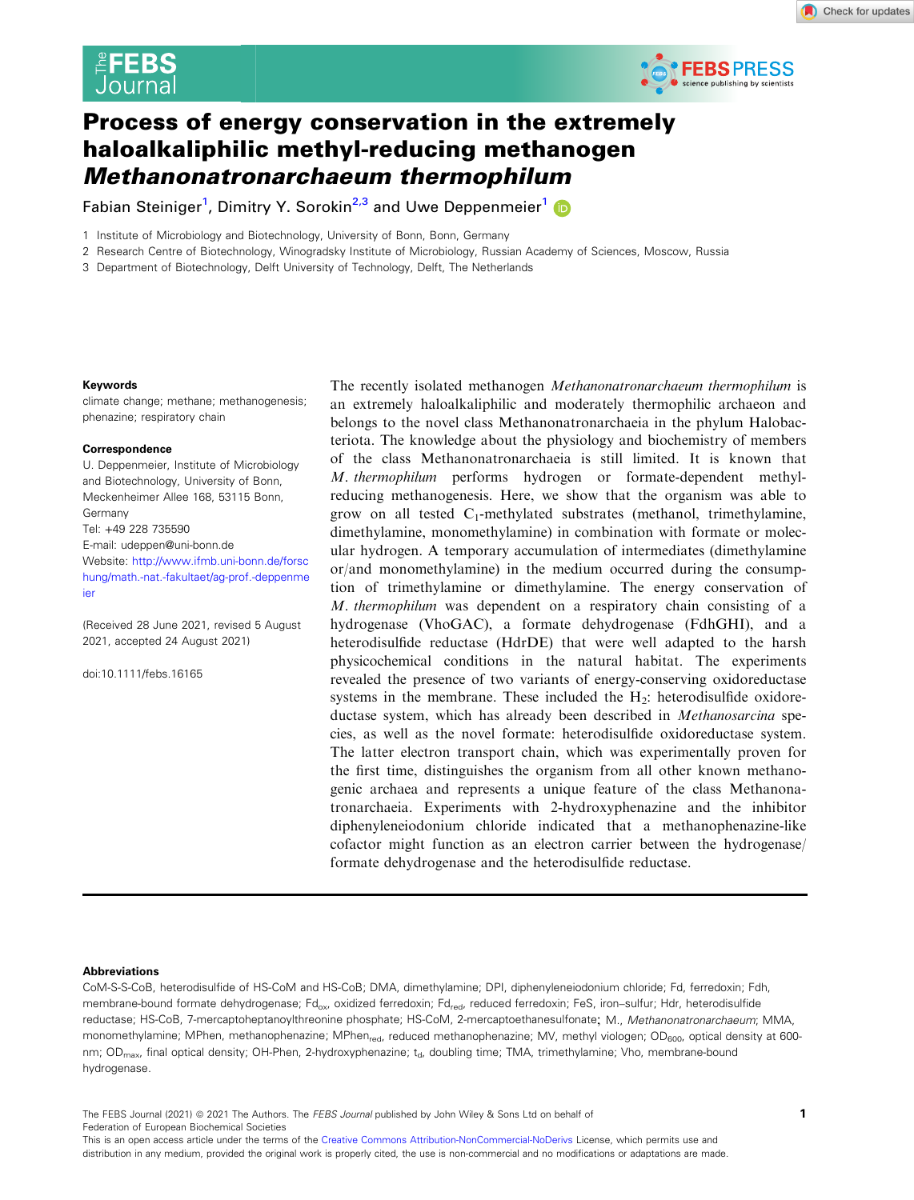# Process of energy conservation in the extremely haloalkaliphilic methyl-reducing methanogen *Methanonatronarchaeum thermophilum*

Fabian Steiniger[1], Dimitry Y. Sorokin[2,3] and Uwe Deppenmeier[1]

1 Institute of Microbiology and Biotechnology, University of Bonn, Bonn, Germany
2 Research Centre of Biotechnology, Winogradsky Institute of Microbiology, Russian Academy of Sciences, Moscow, Russia
3 Department of Biotechnology, Delft University of Technology, Delft, The Netherlands

**Keywords**
climate change; methane; methanogenesis; phenazine; respiratory chain

**Correspondence**
U. Deppenmeier, Institute of Microbiology and Biotechnology, University of Bonn, Meckenheimer Allee 168, 53115 Bonn, Germany
Tel: +49 228 735590
E-mail: udeppen@uni-bonn.de
Website: http://www.ifmb.uni-bonn.de/forschung/math.-nat.-fakultaet/ag-prof.-deppenmeier

(Received 28 June 2021, revised 5 August 2021, accepted 24 August 2021)

doi:10.1111/febs.16165

The recently isolated methanogen *Methanonatronarchaeum thermophilum* is an extremely haloalkaliphilic and moderately thermophilic archaeon and belongs to the novel class Methanonatronarchaeia in the phylum Halobacteriota. The knowledge about the physiology and biochemistry of members of the class Methanonatronarchaeia is still limited. It is known that *M. thermophilum* performs hydrogen or formate-dependent methyl-reducing methanogenesis. Here, we show that the organism was able to grow on all tested $C_1$-methylated substrates (methanol, trimethylamine, dimethylamine, monomethylamine) in combination with formate or molecular hydrogen. A temporary accumulation of intermediates (dimethylamine or/and monomethylamine) in the medium occurred during the consumption of trimethylamine or dimethylamine. The energy conservation of *M. thermophilum* was dependent on a respiratory chain consisting of a hydrogenase (VhoGAC), a formate dehydrogenase (FdhGHI), and a heterodisulfide reductase (HdrDE) that were well adapted to the harsh physicochemical conditions in the natural habitat. The experiments revealed the presence of two variants of energy-conserving oxidoreductase systems in the membrane. These included the $H_2$: heterodisulfide oxidoreductase system, which has already been described in *Methanosarcina* species, as well as the novel formate: heterodisulfide oxidoreductase system. The latter electron transport chain, which was experimentally proven for the first time, distinguishes the organism from all other known methanogenic archaea and represents a unique feature of the class Methanonatronarchaeia. Experiments with 2-hydroxyphenazine and the inhibitor diphenyleneiodonium chloride indicated that a methanophenazine-like cofactor might function as an electron carrier between the hydrogenase/formate dehydrogenase and the heterodisulfide reductase.

**Abbreviations**
CoM-S-S-CoB, heterodisulfide of HS-CoM and HS-CoB; DMA, dimethylamine; DPI, diphenyleneiodonium chloride; Fd, ferredoxin; Fdh, membrane-bound formate dehydrogenase; $Fd_{ox}$, oxidized ferredoxin; $Fd_{red}$, reduced ferredoxin; FeS, iron–sulfur; Hdr, heterodisulfide reductase; HS-CoB, 7-mercaptoheptanoylthreonine phosphate; HS-CoM, 2-mercaptoethanesulfonate; M., *Methanonatronarchaeum*; MMA, monomethylamine; MPhen, methanophenazine; $MPhen_{red}$, reduced methanophenazine; MV, methyl viologen; $OD_{600}$, optical density at 600-nm; $OD_{max}$, final optical density; OH-Phen, 2-hydroxyphenazine; $t_d$, doubling time; TMA, trimethylamine; Vho, membrane-bound hydrogenase.

The FEBS Journal (2021) © 2021 The Authors. The *FEBS Journal* published by John Wiley & Sons Ltd on behalf of Federation of European Biochemical Societies
This is an open access article under the terms of the Creative Commons Attribution-NonCommercial-NoDerivs License, which permits use and distribution in any medium, provided the original work is properly cited, the use is non-commercial and no modifications or adaptations are made.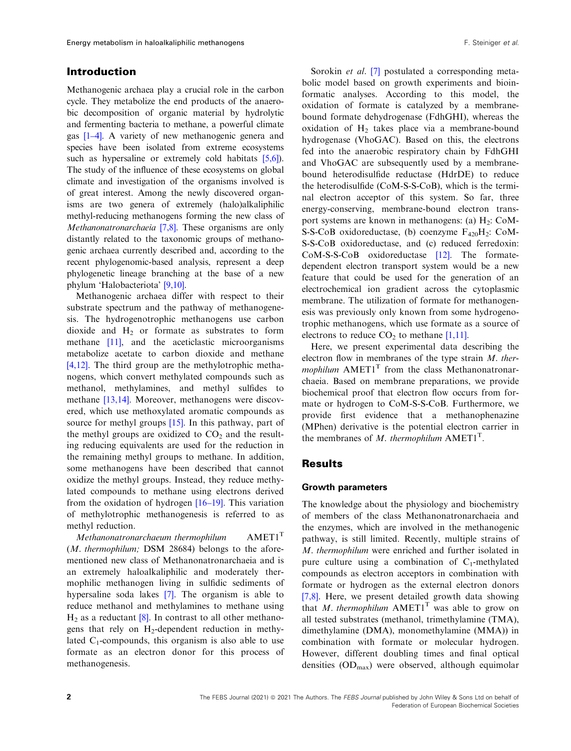## Introduction

Methanogenic archaea play a crucial role in the carbon cycle. They metabolize the end products of the anaerobic decomposition of organic material by hydrolytic and fermenting bacteria to methane, a powerful climate gas [1–4]. A variety of new methanogenic genera and species have been isolated from extreme ecosystems such as hypersaline or extremely cold habitats [5,6]). The study of the influence of these ecosystems on global climate and investigation of the organisms involved is of great interest. Among the newly discovered organisms are two genera of extremely (halo)alkaliphilic methyl-reducing methanogens forming the new class of *Methanonatronarchaeia* [7,8]. These organisms are only distantly related to the taxonomic groups of methanogenic archaea currently described and, according to the recent phylogenomic-based analysis, represent a deep phylogenetic lineage branching at the base of a new phylum 'Halobacteriota' [9,10].

Methanogenic archaea differ with respect to their substrate spectrum and the pathway of methanogenesis. The hydrogenotrophic methanogens use carbon dioxide and $H_2$ or formate as substrates to form methane [11], and the aceticlastic microorganisms metabolize acetate to carbon dioxide and methane [4,12]. The third group are the methylotrophic methanogens, which convert methylated compounds such as methanol, methylamines, and methyl sulfides to methane [13,14]. Moreover, methanogens were discovered, which use methoxylated aromatic compounds as source for methyl groups [15]. In this pathway, part of the methyl groups are oxidized to $CO_2$ and the resulting reducing equivalents are used for the reduction in the remaining methyl groups to methane. In addition, some methanogens have been described that cannot oxidize the methyl groups. Instead, they reduce methylated compounds to methane using electrons derived from the oxidation of hydrogen [16–19]. This variation of methylotrophic methanogenesis is referred to as methyl reduction.

*Methanonatronarchaeum thermophilum* AMET1$^T$ (*M. thermophilum;* DSM 28684) belongs to the aforementioned new class of Methanonatronarchaeia and is an extremely haloalkaliphilic and moderately thermophilic methanogen living in sulfidic sediments of hypersaline soda lakes [7]. The organism is able to reduce methanol and methylamines to methane using $H_2$ as a reductant [8]. In contrast to all other methanogens that rely on $H_2$-dependent reduction in methylated $C_1$-compounds, this organism is also able to use formate as an electron donor for this process of methanogenesis.

Sorokin *et al.* [7] postulated a corresponding metabolic model based on growth experiments and bioinformatic analyses. According to this model, the oxidation of formate is catalyzed by a membrane-bound formate dehydrogenase (FdhGHI), whereas the oxidation of $H_2$ takes place via a membrane-bound hydrogenase (VhoGAC). Based on this, the electrons fed into the anaerobic respiratory chain by FdhGHI and VhoGAC are subsequently used by a membrane-bound heterodisulfide reductase (HdrDE) to reduce the heterodisulfide (CoM-S-S-CoB), which is the terminal electron acceptor of this system. So far, three energy-conserving, membrane-bound electron transport systems are known in methanogens: (a) $H_2$: CoM-S-S-CoB oxidoreductase, (b) coenzyme $F_{420}H_2$: CoM-S-S-CoB oxidoreductase, and (c) reduced ferredoxin: CoM-S-S-CoB oxidoreductase [12]. The formate-dependent electron transport system would be a new feature that could be used for the generation of an electrochemical ion gradient across the cytoplasmic membrane. The utilization of formate for methanogenesis was previously only known from some hydrogenotrophic methanogens, which use formate as a source of electrons to reduce $CO_2$ to methane [1,11].

Here, we present experimental data describing the electron flow in membranes of the type strain *M. thermophilum* AMET1$^T$ from the class Methanonatronarchaeia. Based on membrane preparations, we provide biochemical proof that electron flow occurs from formate or hydrogen to CoM-S-S-CoB. Furthermore, we provide first evidence that a methanophenazine (MPhen) derivative is the potential electron carrier in the membranes of *M. thermophilum* AMET1$^T$.

## Results

### Growth parameters

The knowledge about the physiology and biochemistry of members of the class Methanonatronarchaeia and the enzymes, which are involved in the methanogenic pathway, is still limited. Recently, multiple strains of *M. thermophilum* were enriched and further isolated in pure culture using a combination of $C_1$-methylated compounds as electron acceptors in combination with formate or hydrogen as the external electron donors [7,8]. Here, we present detailed growth data showing that *M. thermophilum* AMET1$^T$ was able to grow on all tested substrates (methanol, trimethylamine (TMA), dimethylamine (DMA), monomethylamine (MMA)) in combination with formate or molecular hydrogen. However, different doubling times and final optical densities ($OD_{max}$) were observed, although equimolar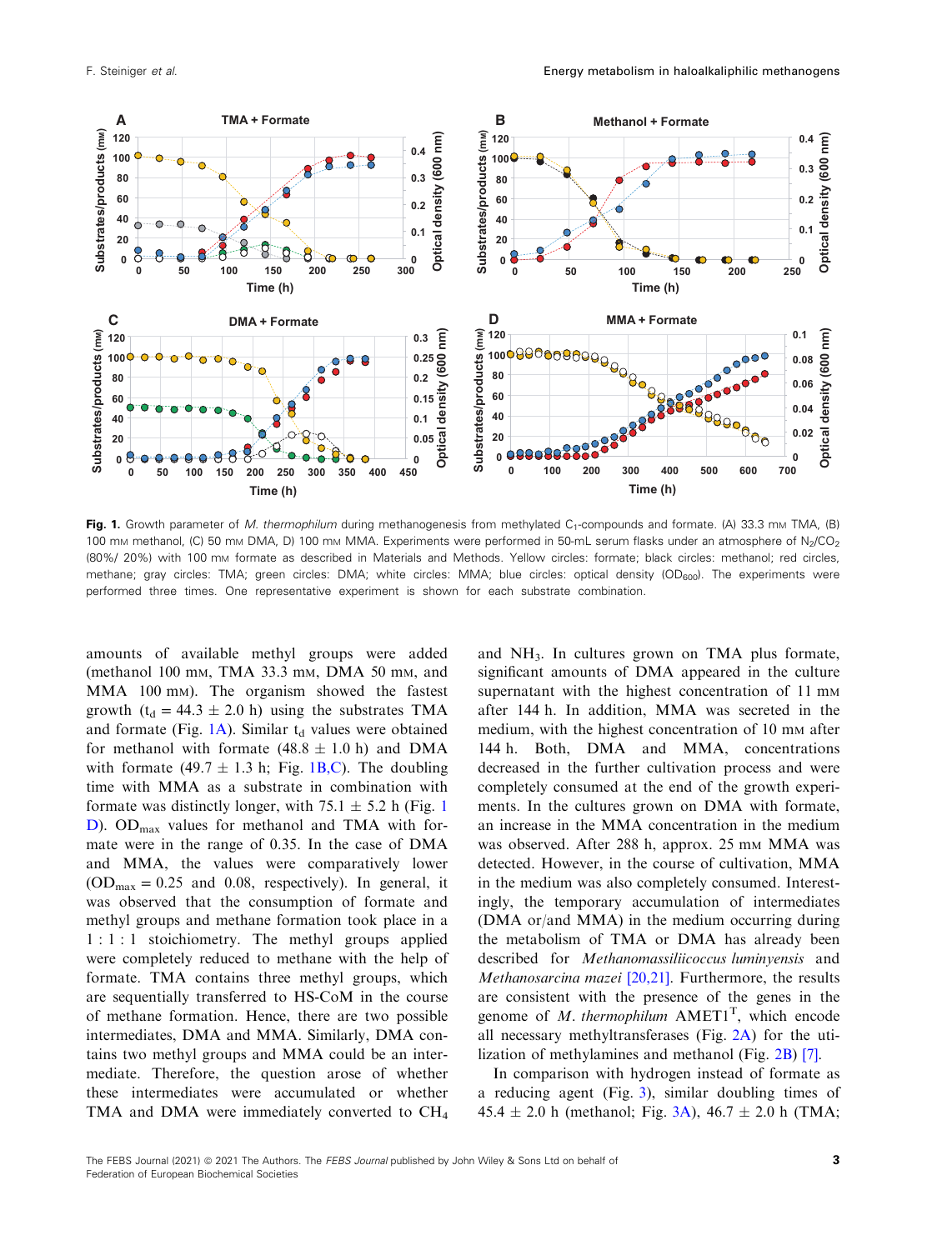**Fig. 1.** Growth parameter of *M. thermophilum* during methanogenesis from methylated $C_1$-compounds and formate. (A) 33.3 mM TMA, (B) 100 mM methanol, (C) 50 mM DMA, D) 100 mM MMA. Experiments were performed in 50-mL serum flasks under an atmosphere of $N_2/CO_2$ (80%/ 20%) with 100 mM formate as described in Materials and Methods. Yellow circles: formate; black circles: methanol; red circles, methane; gray circles: TMA; green circles: DMA; white circles: MMA; blue circles: optical density ($OD_{600}$). The experiments were performed three times. One representative experiment is shown for each substrate combination.

amounts of available methyl groups were added (methanol 100 mM, TMA 33.3 mM, DMA 50 mM, and MMA 100 mM). The organism showed the fastest growth ($t_d = 44.3 \pm 2.0$ h) using the substrates TMA and formate (Fig. 1A). Similar $t_d$ values were obtained for methanol with formate ($48.8 \pm 1.0$ h) and DMA with formate ($49.7 \pm 1.3$ h; Fig. 1B,C). The doubling time with MMA as a substrate in combination with formate was distinctly longer, with $75.1 \pm 5.2$ h (Fig. 1 D). $OD_{max}$ values for methanol and TMA with formate were in the range of 0.35. In the case of DMA and MMA, the values were comparatively lower ($OD_{max} = 0.25$ and 0.08, respectively). In general, it was observed that the consumption of formate and methyl groups and methane formation took place in a 1 : 1 : 1 stoichiometry. The methyl groups were completely reduced to methane with the help of formate. TMA contains three methyl groups, which are sequentially transferred to HS-CoM in the course of methane formation. Hence, there are two possible intermediates, DMA and MMA. Similarly, DMA contains two methyl groups and MMA could be an intermediate. Therefore, the question arose of whether these intermediates were accumulated or whether TMA and DMA were immediately converted to $CH_4$ and $NH_3$. In cultures grown on TMA plus formate, significant amounts of DMA appeared in the culture supernatant with the highest concentration of 11 mM after 144 h. In addition, MMA was secreted in the medium, with the highest concentration of 10 mM after 144 h. Both, DMA and MMA, concentrations decreased in the further cultivation process and were completely consumed at the end of the growth experiments. In the cultures grown on DMA with formate, an increase in the MMA concentration in the medium was observed. After 288 h, approx. 25 mM MMA was detected. However, in the course of cultivation, MMA in the medium was also completely consumed. Interestingly, the temporary accumulation of intermediates (DMA or/and MMA) in the medium occurring during the metabolism of TMA or DMA has already been described for *Methanomassiliicoccus luminyensis* and *Methanosarcina mazei* [20,21]. Furthermore, the results are consistent with the presence of the genes in the genome of *M. thermophilum* AMET1[T], which encode all necessary methyltransferases (Fig. 2A) for the utilization of methylamines and methanol (Fig. 2B) [7].

In comparison with hydrogen instead of formate as a reducing agent (Fig. 3), similar doubling times of $45.4 \pm 2.0$ h (methanol; Fig. 3A), $46.7 \pm 2.0$ h (TMA;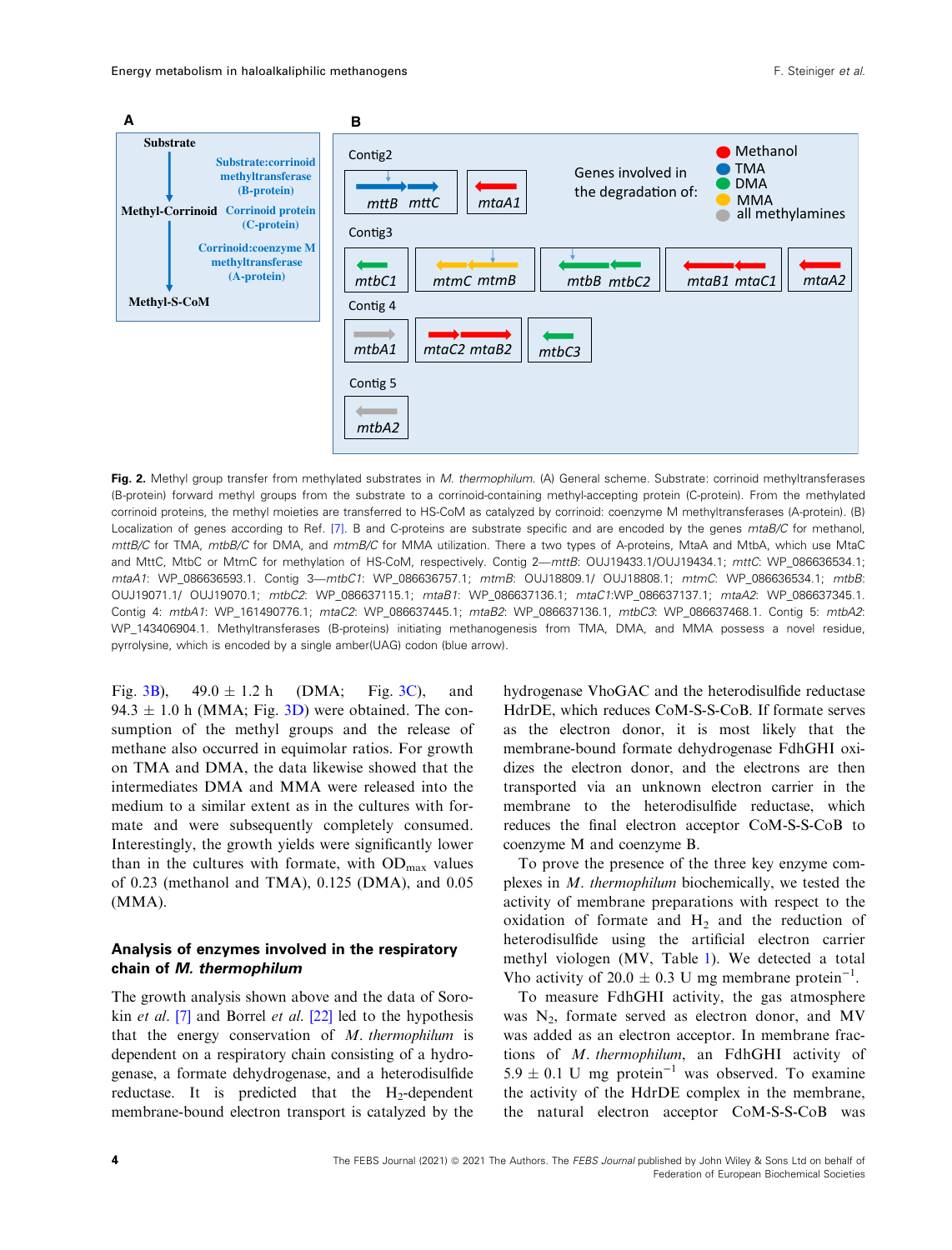**Fig. 2.** Methyl group transfer from methylated substrates in *M. thermophilum*. (A) General scheme. Substrate: corrinoid methyltransferases (B-protein) forward methyl groups from the substrate to a corrinoid-containing methyl-accepting protein (C-protein). From the methylated corrinoid proteins, the methyl moieties are transferred to HS-CoM as catalyzed by corrinoid: coenzyme M methyltransferases (A-protein). (B) Localization of genes according to Ref. [7]. B and C-proteins are substrate specific and are encoded by the genes *mtaB/C* for methanol, *mttB/C* for TMA, *mtbB/C* for DMA, and *mtmB/C* for MMA utilization. There a two types of A-proteins, MtaA and MtbA, which use MtaC and MttC, MtbC or MtmC for methylation of HS-CoM, respectively. Contig 2—*mttB*: OUJ19433.1/OUJ19434.1; *mttC*: WP_086636534.1; *mtaA1*: WP_086636593.1. Contig 3—*mtbC1*: WP_086636757.1; *mtmB*: OUJ18809.1/ OUJ18808.1; *mtmC*: WP_086636534.1; *mtbB*: OUJ19071.1/ OUJ19070.1; *mtbC2*: WP_086637115.1; *mtaB1*: WP_086637136.1; *mtaC1*:WP_086637137.1; *mtaA2*: WP_086637345.1. Contig 4: *mtbA1*: WP_161490776.1; *mtaC2*: WP_086637445.1; *mtaB2*: WP_086637136.1, *mtbC3*: WP_086637468.1. Contig 5: *mtbA2*: WP_143406904.1. Methyltransferases (B-proteins) initiating methanogenesis from TMA, DMA, and MMA possess a novel residue, pyrrolysine, which is encoded by a single amber(UAG) codon (blue arrow).

Fig. 3B), 49.0 ± 1.2 h (DMA; Fig. 3C), and 94.3 ± 1.0 h (MMA; Fig. 3D) were obtained. The consumption of the methyl groups and the release of methane also occurred in equimolar ratios. For growth on TMA and DMA, the data likewise showed that the intermediates DMA and MMA were released into the medium to a similar extent as in the cultures with formate and were subsequently completely consumed. Interestingly, the growth yields were significantly lower than in the cultures with formate, with $OD_{max}$ values of 0.23 (methanol and TMA), 0.125 (DMA), and 0.05 (MMA).

## Analysis of enzymes involved in the respiratory chain of *M. thermophilum*

The growth analysis shown above and the data of Sorokin *et al.* [7] and Borrel *et al.* [22] led to the hypothesis that the energy conservation of *M. thermophilum* is dependent on a respiratory chain consisting of a hydrogenase, a formate dehydrogenase, and a heterodisulfide reductase. It is predicted that the $H_2$-dependent membrane-bound electron transport is catalyzed by the hydrogenase VhoGAC and the heterodisulfide reductase HdrDE, which reduces CoM-S-S-CoB. If formate serves as the electron donor, it is most likely that the membrane-bound formate dehydrogenase FdhGHI oxidizes the electron donor, and the electrons are then transported via an unknown electron carrier in the membrane to the heterodisulfide reductase, which reduces the final electron acceptor CoM-S-S-CoB to coenzyme M and coenzyme B.

To prove the presence of the three key enzyme complexes in *M. thermophilum* biochemically, we tested the activity of membrane preparations with respect to the oxidation of formate and $H_2$ and the reduction of heterodisulfide using the artificial electron carrier methyl viologen (MV, Table 1). We detected a total Vho activity of 20.0 ± 0.3 U mg membrane protein$^{-1}$.

To measure FdhGHI activity, the gas atmosphere was $N_2$, formate served as electron donor, and MV was added as an electron acceptor. In membrane fractions of *M. thermophilum*, an FdhGHI activity of 5.9 ± 0.1 U mg protein$^{-1}$ was observed. To examine the activity of the HdrDE complex in the membrane, the natural electron acceptor CoM-S-S-CoB was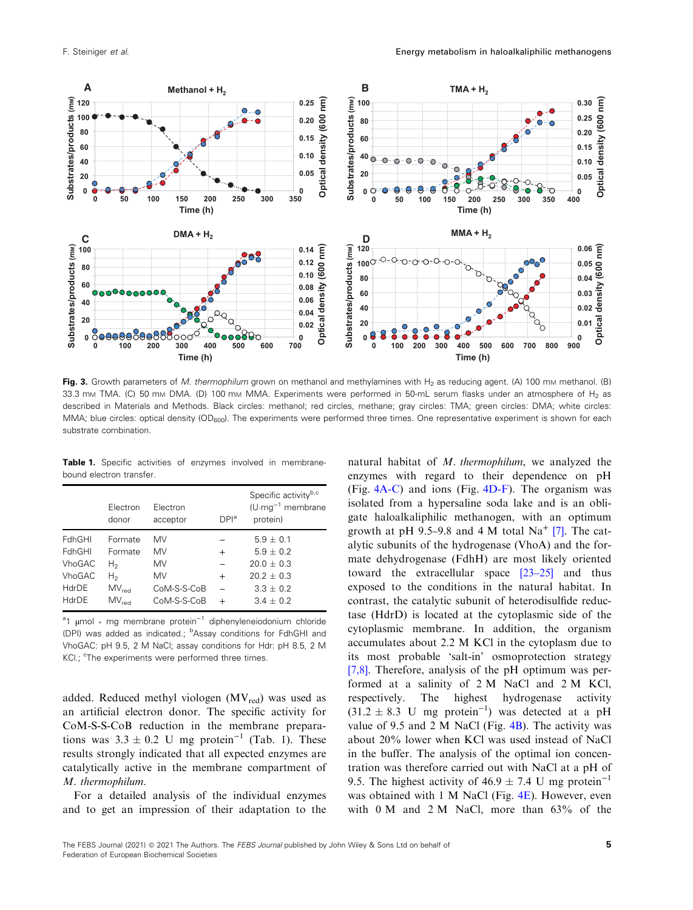**Fig. 3.** Growth parameters of *M. thermophilum* grown on methanol and methylamines with $H_2$ as reducing agent. (A) 100 mM methanol. (B) 33.3 mM TMA. (C) 50 mM DMA. (D) 100 mM MMA. Experiments were performed in 50-mL serum flasks under an atmosphere of $H_2$ as described in Materials and Methods. Black circles: methanol; red circles, methane; gray circles: TMA; green circles: DMA; white circles: MMA; blue circles: optical density ($OD_{600}$). The experiments were performed three times. One representative experiment is shown for each substrate combination.

**Table 1.** Specific activities of enzymes involved in membrane-bound electron transfer.

| | Electron donor | Electron acceptor | DPI[a] | Specific activity[b,c] (U·mg$^{-1}$ membrane protein) |
|---|---|---|---|---|
| FdhGHI | Formate | MV | – | 5.9 ± 0.1 |
| FdhGHI | Formate | MV | + | 5.9 ± 0.2 |
| VhoGAC | $H_2$ | MV | – | 20.0 ± 0.3 |
| VhoGAC | $H_2$ | MV | + | 20.2 ± 0.3 |
| HdrDE | $MV_{red}$ | CoM-S-S-CoB | – | 3.3 ± 0.2 |
| HdrDE | $MV_{red}$ | CoM-S-S-CoB | + | 3.4 ± 0.2 |

[a]1 µmol ∗ mg membrane protein$^{-1}$ diphenyleneiodonium chloride (DPI) was added as indicated.; [b]Assay conditions for FdhGHI and VhoGAC: pH 9.5, 2 M NaCl; assay conditions for Hdr: pH 8.5, 2 M KCl.; [c]The experiments were performed three times.

added. Reduced methyl viologen ($MV_{red}$) was used as an artificial electron donor. The specific activity for CoM-S-S-CoB reduction in the membrane preparations was 3.3 ± 0.2 U mg protein$^{-1}$ (Tab. 1). These results strongly indicated that all expected enzymes are catalytically active in the membrane compartment of *M. thermophilum*.

For a detailed analysis of the individual enzymes and to get an impression of their adaptation to the natural habitat of *M. thermophilum*, we analyzed the enzymes with regard to their dependence on pH (Fig. 4A-C) and ions (Fig. 4D-F). The organism was isolated from a hypersaline soda lake and is an obligate haloalkaliphilic methanogen, with an optimum growth at pH 9.5–9.8 and 4 M total $Na^{+}$ [7]. The catalytic subunits of the hydrogenase (VhoA) and the formate dehydrogenase (FdhH) are most likely oriented toward the extracellular space [23–25] and thus exposed to the conditions in the natural habitat. In contrast, the catalytic subunit of heterodisulfide reductase (HdrD) is located at the cytoplasmic side of the cytoplasmic membrane. In addition, the organism accumulates about 2.2 M KCl in the cytoplasm due to its most probable 'salt-in' osmoprotection strategy [7,8]. Therefore, analysis of the pH optimum was performed at a salinity of 2 M NaCl and 2 M KCl, respectively. The highest hydrogenase activity (31.2 ± 8.3 U mg protein$^{-1}$) was detected at a pH value of 9.5 and 2 M NaCl (Fig. 4B). The activity was about 20% lower when KCl was used instead of NaCl in the buffer. The analysis of the optimal ion concentration was therefore carried out with NaCl at a pH of 9.5. The highest activity of 46.9 ± 7.4 U mg protein$^{-1}$ was obtained with 1 M NaCl (Fig. 4E). However, even with 0 M and 2 M NaCl, more than 63% of the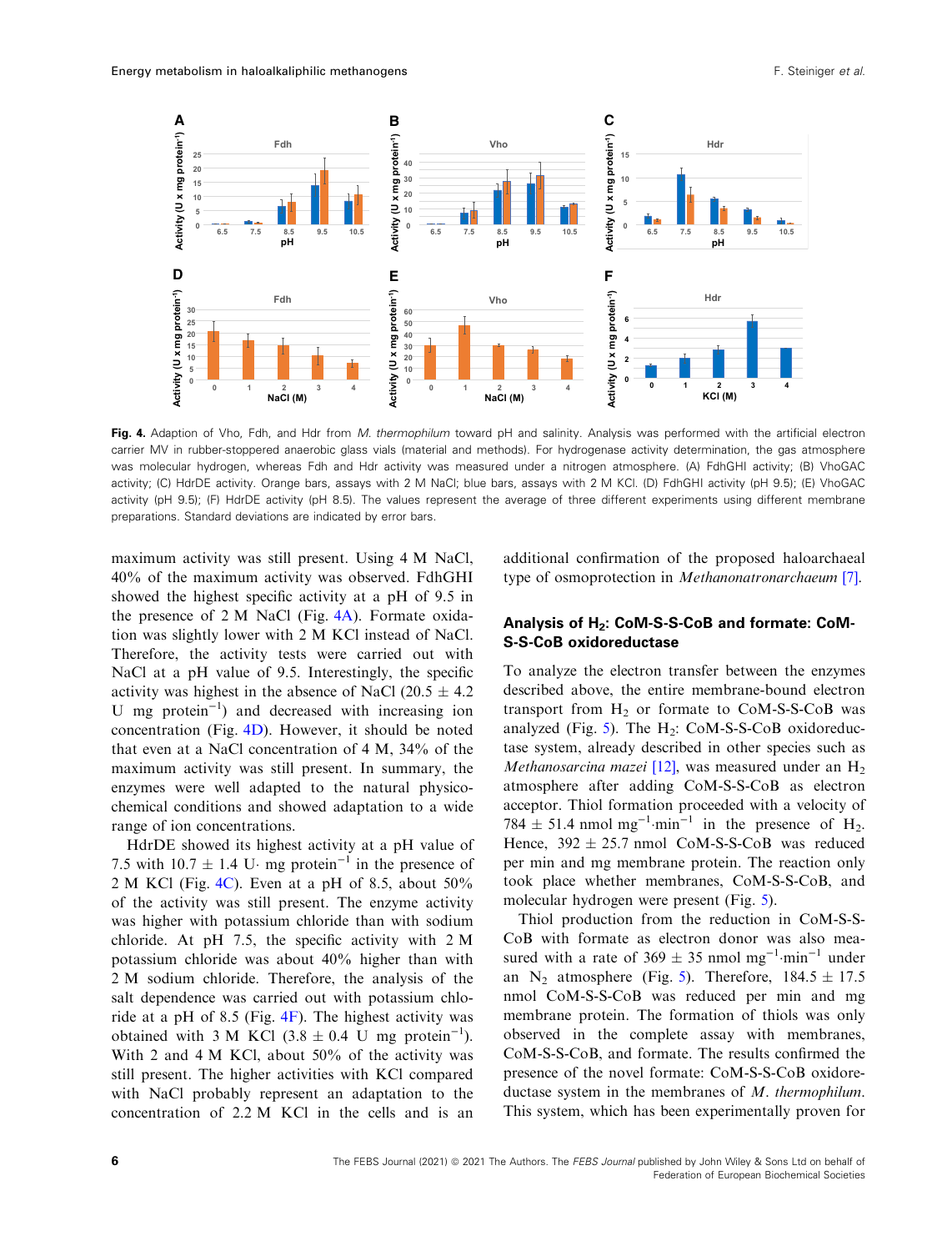Fig. 4. Adaption of Vho, Fdh, and Hdr from *M. thermophilum* toward pH and salinity. Analysis was performed with the artificial electron carrier MV in rubber-stoppered anaerobic glass vials (material and methods). For hydrogenase activity determination, the gas atmosphere was molecular hydrogen, whereas Fdh and Hdr activity was measured under a nitrogen atmosphere. (A) FdhGHI activity; (B) VhoGAC activity; (C) HdrDE activity. Orange bars, assays with 2 M NaCl; blue bars, assays with 2 M KCl. (D) FdhGHI activity (pH 9.5); (E) VhoGAC activity (pH 9.5); (F) HdrDE activity (pH 8.5). The values represent the average of three different experiments using different membrane preparations. Standard deviations are indicated by error bars.

maximum activity was still present. Using 4 M NaCl, 40% of the maximum activity was observed. FdhGHI showed the highest specific activity at a pH of 9.5 in the presence of 2 M NaCl (Fig. 4A). Formate oxidation was slightly lower with 2 M KCl instead of NaCl. Therefore, the activity tests were carried out with NaCl at a pH value of 9.5. Interestingly, the specific activity was highest in the absence of NaCl (20.5 ± 4.2 U mg protein$^{-1}$) and decreased with increasing ion concentration (Fig. 4D). However, it should be noted that even at a NaCl concentration of 4 M, 34% of the maximum activity was still present. In summary, the enzymes were well adapted to the natural physicochemical conditions and showed adaptation to a wide range of ion concentrations.

HdrDE showed its highest activity at a pH value of 7.5 with 10.7 ± 1.4 U· mg protein$^{-1}$ in the presence of 2 M KCl (Fig. 4C). Even at a pH of 8.5, about 50% of the activity was still present. The enzyme activity was higher with potassium chloride than with sodium chloride. At pH 7.5, the specific activity with 2 M potassium chloride was about 40% higher than with 2 M sodium chloride. Therefore, the analysis of the salt dependence was carried out with potassium chloride at a pH of 8.5 (Fig. 4F). The highest activity was obtained with 3 M KCl (3.8 ± 0.4 U mg protein$^{-1}$). With 2 and 4 M KCl, about 50% of the activity was still present. The higher activities with KCl compared with NaCl probably represent an adaptation to the concentration of 2.2 M KCl in the cells and is an additional confirmation of the proposed haloarchaeal type of osmoprotection in *Methanonatronarchaeum* [7].

## Analysis of $H_2$: CoM-S-S-CoB and formate: CoM-S-S-CoB oxidoreductase

To analyze the electron transfer between the enzymes described above, the entire membrane-bound electron transport from $H_2$ or formate to CoM-S-S-CoB was analyzed (Fig. 5). The $H_2$: CoM-S-S-CoB oxidoreductase system, already described in other species such as *Methanosarcina mazei* [12], was measured under an $H_2$ atmosphere after adding CoM-S-S-CoB as electron acceptor. Thiol formation proceeded with a velocity of 784 ± 51.4 nmol mg$^{-1}$·min$^{-1}$ in the presence of $H_2$. Hence, 392 ± 25.7 nmol CoM-S-S-CoB was reduced per min and mg membrane protein. The reaction only took place whether membranes, CoM-S-S-CoB, and molecular hydrogen were present (Fig. 5).

Thiol production from the reduction in CoM-S-S-CoB with formate as electron donor was also measured with a rate of 369 ± 35 nmol mg$^{-1}$·min$^{-1}$ under an $N_2$ atmosphere (Fig. 5). Therefore, 184.5 ± 17.5 nmol CoM-S-S-CoB was reduced per min and mg membrane protein. The formation of thiols was only observed in the complete assay with membranes, CoM-S-S-CoB, and formate. The results confirmed the presence of the novel formate: CoM-S-S-CoB oxidoreductase system in the membranes of *M. thermophilum*. This system, which has been experimentally proven for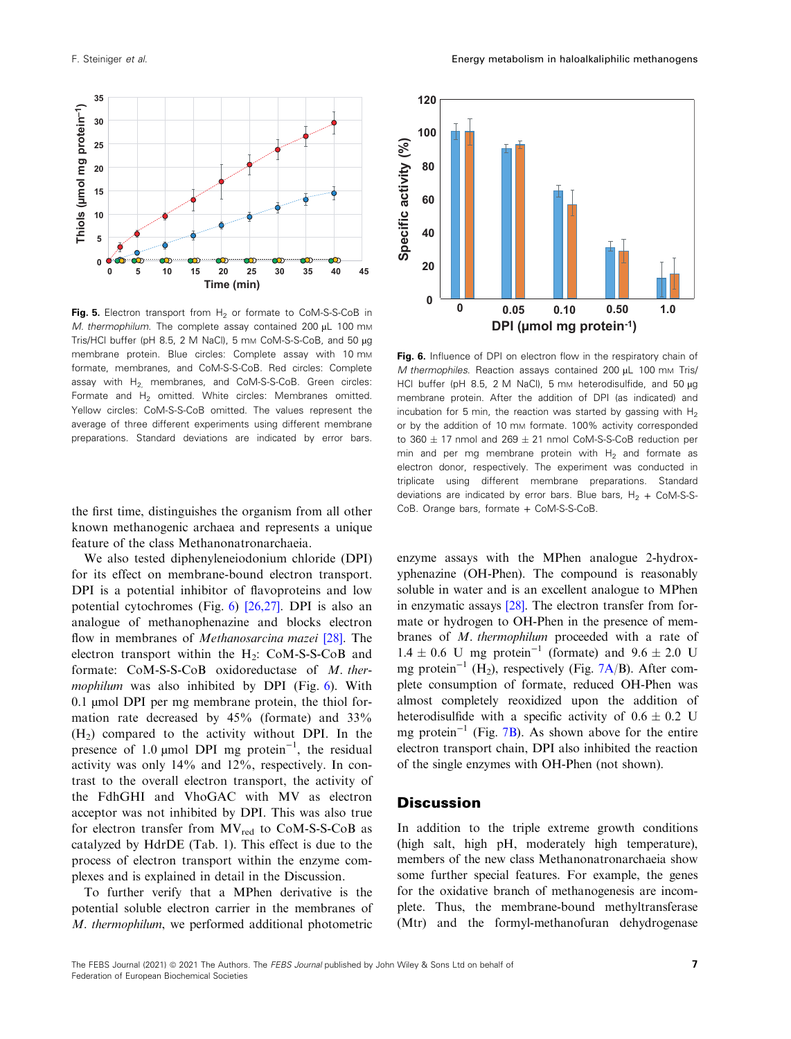**Fig. 5.** Electron transport from $H_2$ or formate to CoM-S-S-CoB in *M. thermophilum*. The complete assay contained 200 µL 100 mM Tris/HCl buffer (pH 8.5, 2 M NaCl), 5 mM CoM-S-S-CoB, and 50 µg membrane protein. Blue circles: Complete assay with 10 mM formate, membranes, and CoM-S-S-CoB. Red circles: Complete assay with $H_2$, membranes, and CoM-S-S-CoB. Green circles: Formate and $H_2$ omitted. White circles: Membranes omitted. Yellow circles: CoM-S-S-CoB omitted. The values represent the average of three different experiments using different membrane preparations. Standard deviations are indicated by error bars.

**Fig. 6.** Influence of DPI on electron flow in the respiratory chain of *M thermophiles*. Reaction assays contained 200 µL 100 mM Tris/HCl buffer (pH 8.5, 2 M NaCl), 5 mM heterodisulfide, and 50 µg membrane protein. After the addition of DPI (as indicated) and incubation for 5 min, the reaction was started by gassing with $H_2$ or by the addition of 10 mM formate. 100% activity corresponded to 360 ± 17 nmol and 269 ± 21 nmol CoM-S-S-CoB reduction per min and per mg membrane protein with $H_2$ and formate as electron donor, respectively. The experiment was conducted in triplicate using different membrane preparations. Standard deviations are indicated by error bars. Blue bars, $H_2$ + CoM-S-S-CoB. Orange bars, formate + CoM-S-S-CoB.

the first time, distinguishes the organism from all other known methanogenic archaea and represents a unique feature of the class Methanonatronarchaeia.

We also tested diphenyleneiodonium chloride (DPI) for its effect on membrane-bound electron transport. DPI is a potential inhibitor of flavoproteins and low potential cytochromes (Fig. 6) [26,27]. DPI is also an analogue of methanophenazine and blocks electron flow in membranes of *Methanosarcina mazei* [28]. The electron transport within the $H_2$: CoM-S-S-CoB and formate: CoM-S-S-CoB oxidoreductase of *M. thermophilum* was also inhibited by DPI (Fig. 6). With 0.1 µmol DPI per mg membrane protein, the thiol formation rate decreased by 45% (formate) and 33% ($H_2$) compared to the activity without DPI. In the presence of 1.0 µmol DPI mg protein$^{-1}$, the residual activity was only 14% and 12%, respectively. In contrast to the overall electron transport, the activity of the FdhGHI and VhoGAC with MV as electron acceptor was not inhibited by DPI. This was also true for electron transfer from $MV_{red}$ to CoM-S-S-CoB as catalyzed by HdrDE (Tab. 1). This effect is due to the process of electron transport within the enzyme complexes and is explained in detail in the Discussion.

To further verify that a MPhen derivative is the potential soluble electron carrier in the membranes of *M. thermophilum*, we performed additional photometric enzyme assays with the MPhen analogue 2-hydroxyphenazine (OH-Phen). The compound is reasonably soluble in water and is an excellent analogue to MPhen in enzymatic assays [28]. The electron transfer from formate or hydrogen to OH-Phen in the presence of membranes of *M. thermophilum* proceeded with a rate of 1.4 ± 0.6 U mg protein$^{-1}$ (formate) and 9.6 ± 2.0 U mg protein$^{-1}$ ($H_2$), respectively (Fig. 7A/B). After complete consumption of formate, reduced OH-Phen was almost completely reoxidized upon the addition of heterodisulfide with a specific activity of 0.6 ± 0.2 U mg protein$^{-1}$ (Fig. 7B). As shown above for the entire electron transport chain, DPI also inhibited the reaction of the single enzymes with OH-Phen (not shown).

## Discussion

In addition to the triple extreme growth conditions (high salt, high pH, moderately high temperature), members of the new class Methanonatronarchaeia show some further special features. For example, the genes for the oxidative branch of methanogenesis are incomplete. Thus, the membrane-bound methyltransferase (Mtr) and the formyl-methanofuran dehydrogenase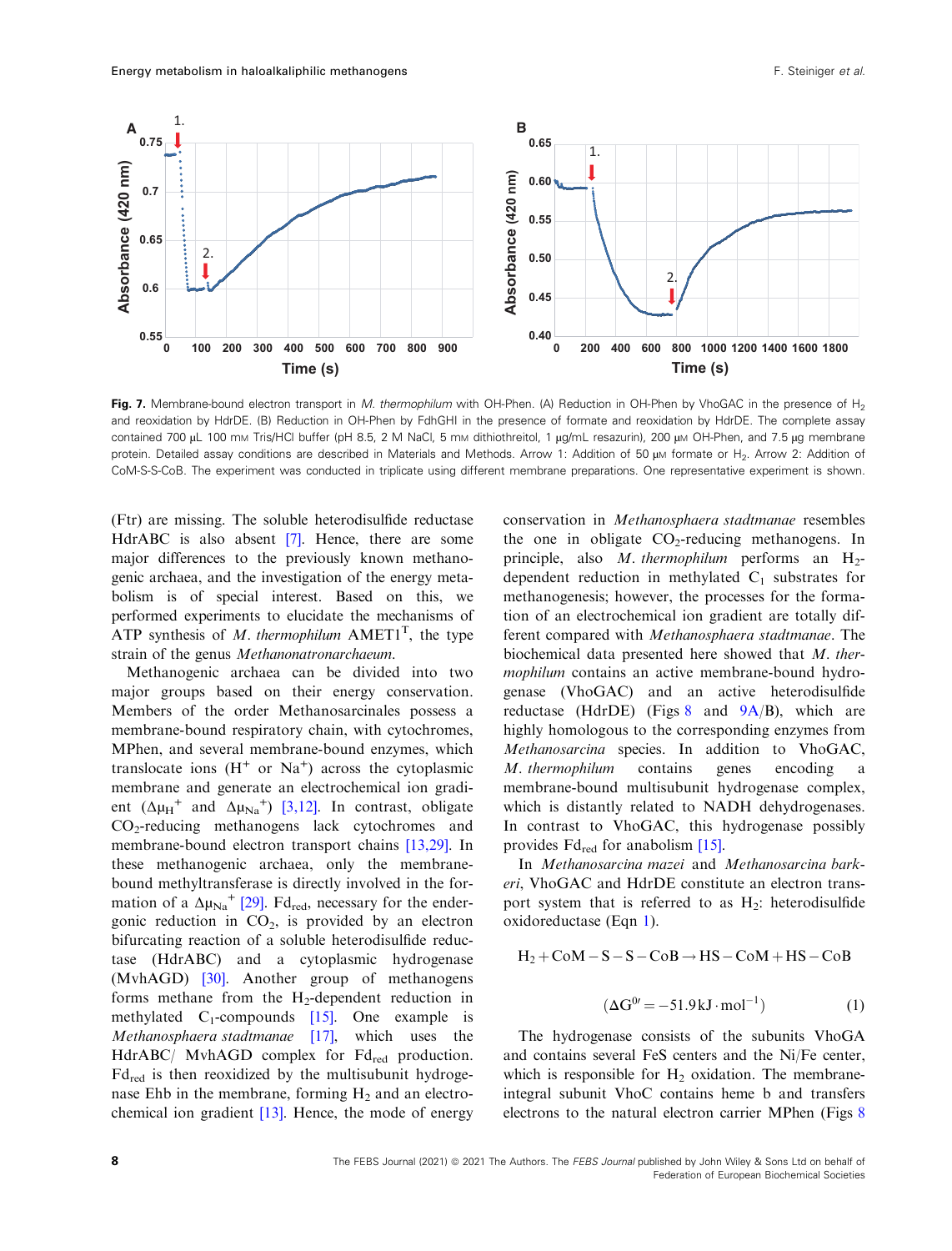Fig. 7. Membrane-bound electron transport in *M. thermophilum* with OH-Phen. (A) Reduction in OH-Phen by VhoGAC in the presence of $H_2$ and reoxidation by HdrDE. (B) Reduction in OH-Phen by FdhGHI in the presence of formate and reoxidation by HdrDE. The complete assay contained 700 µL 100 mM Tris/HCl buffer (pH 8.5, 2 M NaCl, 5 mM dithiothreitol, 1 µg/mL resazurin), 200 µM OH-Phen, and 7.5 µg membrane protein. Detailed assay conditions are described in Materials and Methods. Arrow 1: Addition of 50 µM formate or $H_2$. Arrow 2: Addition of CoM-S-S-CoB. The experiment was conducted in triplicate using different membrane preparations. One representative experiment is shown.

(Ftr) are missing. The soluble heterodisulfide reductase HdrABC is also absent [7]. Hence, there are some major differences to the previously known methanogenic archaea, and the investigation of the energy metabolism is of special interest. Based on this, we performed experiments to elucidate the mechanisms of ATP synthesis of *M. thermophilum* AMET1[T], the type strain of the genus *Methanonatronarchaeum*.

Methanogenic archaea can be divided into two major groups based on their energy conservation. Members of the order Methanosarcinales possess a membrane-bound respiratory chain, with cytochromes, MPhen, and several membrane-bound enzymes, which translocate ions ($H^+$ or $Na^+$) across the cytoplasmic membrane and generate an electrochemical ion gradient ($\Delta\mu_{H^+}$ and $\Delta\mu_{Na^+}$) [3,12]. In contrast, obligate $CO_2$-reducing methanogens lack cytochromes and membrane-bound electron transport chains [13,29]. In these methanogenic archaea, only the membrane-bound methyltransferase is directly involved in the formation of a $\Delta\mu_{Na^+}$ [29]. $Fd_{red}$, necessary for the endergonic reduction in $CO_2$, is provided by an electron bifurcating reaction of a soluble heterodisulfide reductase (HdrABC) and a cytoplasmic hydrogenase (MvhAGD) [30]. Another group of methanogens forms methane from the $H_2$-dependent reduction in methylated $C_1$-compounds [15]. One example is *Methanosphaera stadtmanae* [17], which uses the HdrABC/ MvhAGD complex for $Fd_{red}$ production. $Fd_{red}$ is then reoxidized by the multisubunit hydrogenase Ehb in the membrane, forming $H_2$ and an electrochemical ion gradient [13]. Hence, the mode of energy conservation in *Methanosphaera stadtmanae* resembles the one in obligate $CO_2$-reducing methanogens. In principle, also *M. thermophilum* performs an $H_2$-dependent reduction in methylated $C_1$ substrates for methanogenesis; however, the processes for the formation of an electrochemical ion gradient are totally different compared with *Methanosphaera stadtmanae*. The biochemical data presented here showed that *M. thermophilum* contains an active membrane-bound hydrogenase (VhoGAC) and an active heterodisulfide reductase (HdrDE) (Figs 8 and 9A/B), which are highly homologous to the corresponding enzymes from *Methanosarcina* species. In addition to VhoGAC, *M. thermophilum* contains genes encoding a membrane-bound multisubunit hydrogenase complex, which is distantly related to NADH dehydrogenases. In contrast to VhoGAC, this hydrogenase possibly provides $Fd_{red}$ for anabolism [15].

In *Methanosarcina mazei* and *Methanosarcina barkeri*, VhoGAC and HdrDE constitute an electron transport system that is referred to as $H_2$: heterodisulfide oxidoreductase (Eqn 1).

$$H_2 + CoM-S-S-CoB \rightarrow HS-CoM + HS-CoB$$

$$(\Delta G^{0\prime} = -51.9\,kJ \cdot mol^{-1}) \quad (1)$$

The hydrogenase consists of the subunits VhoGA and contains several FeS centers and the Ni/Fe center, which is responsible for $H_2$ oxidation. The membrane-integral subunit VhoC contains heme b and transfers electrons to the natural electron carrier MPhen (Figs 8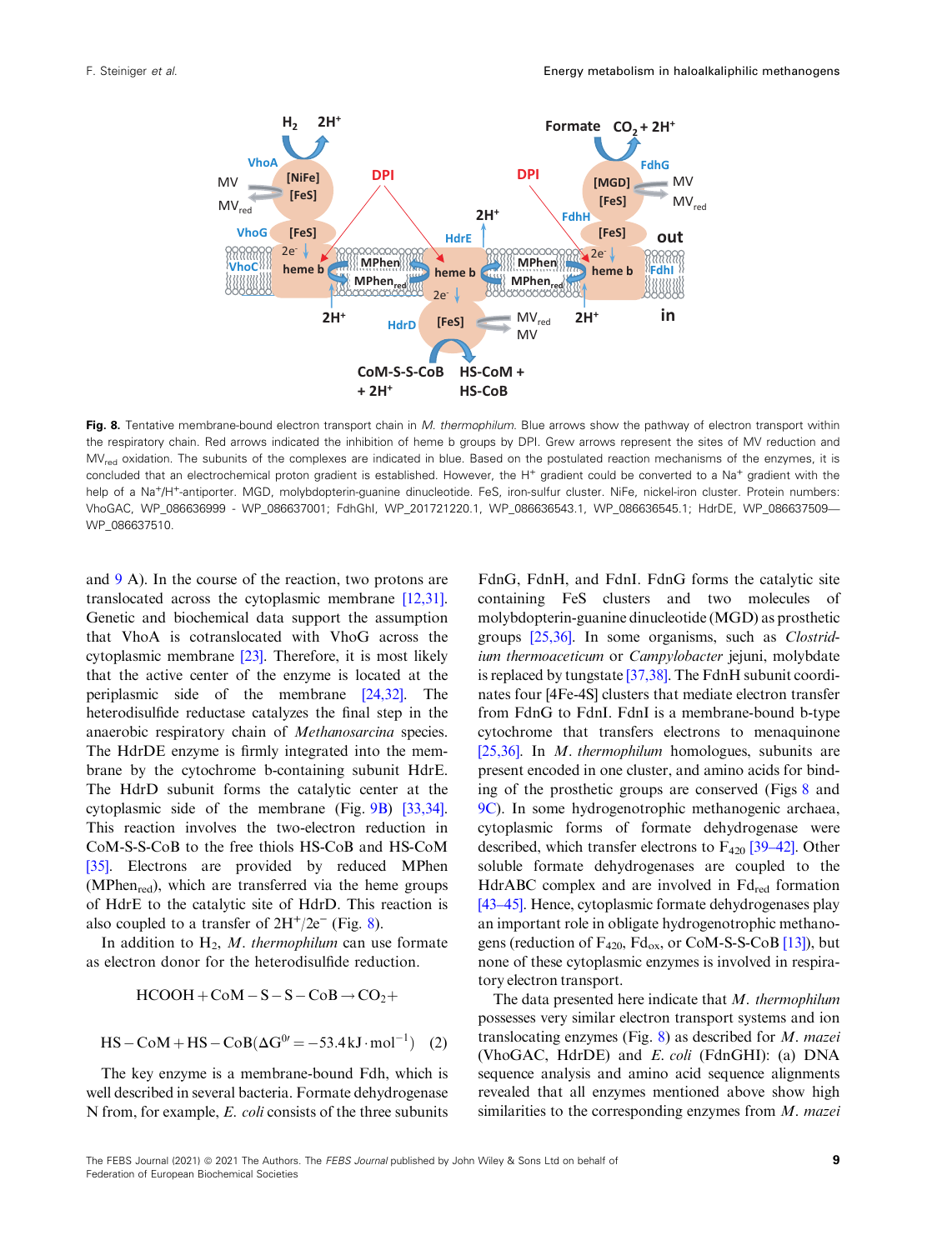**Fig. 8.** Tentative membrane-bound electron transport chain in *M. thermophilum*. Blue arrows show the pathway of electron transport within the respiratory chain. Red arrows indicated the inhibition of heme b groups by DPI. Grew arrows represent the sites of MV reduction and $MV_{red}$ oxidation. The subunits of the complexes are indicated in blue. Based on the postulated reaction mechanisms of the enzymes, it is concluded that an electrochemical proton gradient is established. However, the $H^+$ gradient could be converted to a $Na^+$ gradient with the help of a $Na^+/H^+$-antiporter. MGD, molybdopterin-guanine dinucleotide. FeS, iron-sulfur cluster. NiFe, nickel-iron cluster. Protein numbers: VhoGAC, WP_086636999 - WP_086637001; FdhGhI, WP_201721220.1, WP_086636543.1, WP_086636545.1; HdrDE, WP_086637509—WP_086637510.

and 9 A). In the course of the reaction, two protons are translocated across the cytoplasmic membrane [12,31]. Genetic and biochemical data support the assumption that VhoA is cotranslocated with VhoG across the cytoplasmic membrane [23]. Therefore, it is most likely that the active center of the enzyme is located at the periplasmic side of the membrane [24,32]. The heterodisulfide reductase catalyzes the final step in the anaerobic respiratory chain of *Methanosarcina* species. The HdrDE enzyme is firmly integrated into the membrane by the cytochrome b-containing subunit HdrE. The HdrD subunit forms the catalytic center at the cytoplasmic side of the membrane (Fig. 9B) [33,34]. This reaction involves the two-electron reduction in CoM-S-S-CoB to the free thiols HS-CoB and HS-CoM [35]. Electrons are provided by reduced MPhen ($MPhen_{red}$), which are transferred via the heme groups of HdrE to the catalytic site of HdrD. This reaction is also coupled to a transfer of $2H^+/2e^-$ (Fig. 8).

In addition to $H_2$, *M. thermophilum* can use formate as electron donor for the heterodisulfide reduction.

$$\mathrm{HCOOH + CoM-S-S-CoB \rightarrow CO_2 + HS-CoM + HS-CoB} \quad (\Delta G^{0\prime} = -53.4\,\mathrm{kJ \cdot mol^{-1}}) \quad (2)$$

The key enzyme is a membrane-bound Fdh, which is well described in several bacteria. Formate dehydrogenase N from, for example, *E. coli* consists of the three subunits FdnG, FdnH, and FdnI. FdnG forms the catalytic site containing FeS clusters and two molecules of molybdopterin-guanine dinucleotide (MGD) as prosthetic groups [25,36]. In some organisms, such as *Clostridium thermoaceticum* or *Campylobacter* jejuni, molybdate is replaced by tungstate [37,38]. The FdnH subunit coordinates four [4Fe-4S] clusters that mediate electron transfer from FdnG to FdnI. FdnI is a membrane-bound b-type cytochrome that transfers electrons to menaquinone [25,36]. In *M. thermophilum* homologues, subunits are present encoded in one cluster, and amino acids for binding of the prosthetic groups are conserved (Figs 8 and 9C). In some hydrogenotrophic methanogenic archaea, cytoplasmic forms of formate dehydrogenase were described, which transfer electrons to $F_{420}$ [39–42]. Other soluble formate dehydrogenases are coupled to the HdrABC complex and are involved in $Fd_{red}$ formation [43–45]. Hence, cytoplasmic formate dehydrogenases play an important role in obligate hydrogenotrophic methanogens (reduction of $F_{420}$, $Fd_{ox}$, or CoM-S-S-CoB [13]), but none of these cytoplasmic enzymes is involved in respiratory electron transport.

The data presented here indicate that *M. thermophilum* possesses very similar electron transport systems and ion translocating enzymes (Fig. 8) as described for *M. mazei* (VhoGAC, HdrDE) and *E. coli* (FdnGHI): (a) DNA sequence analysis and amino acid sequence alignments revealed that all enzymes mentioned above show high similarities to the corresponding enzymes from *M. mazei*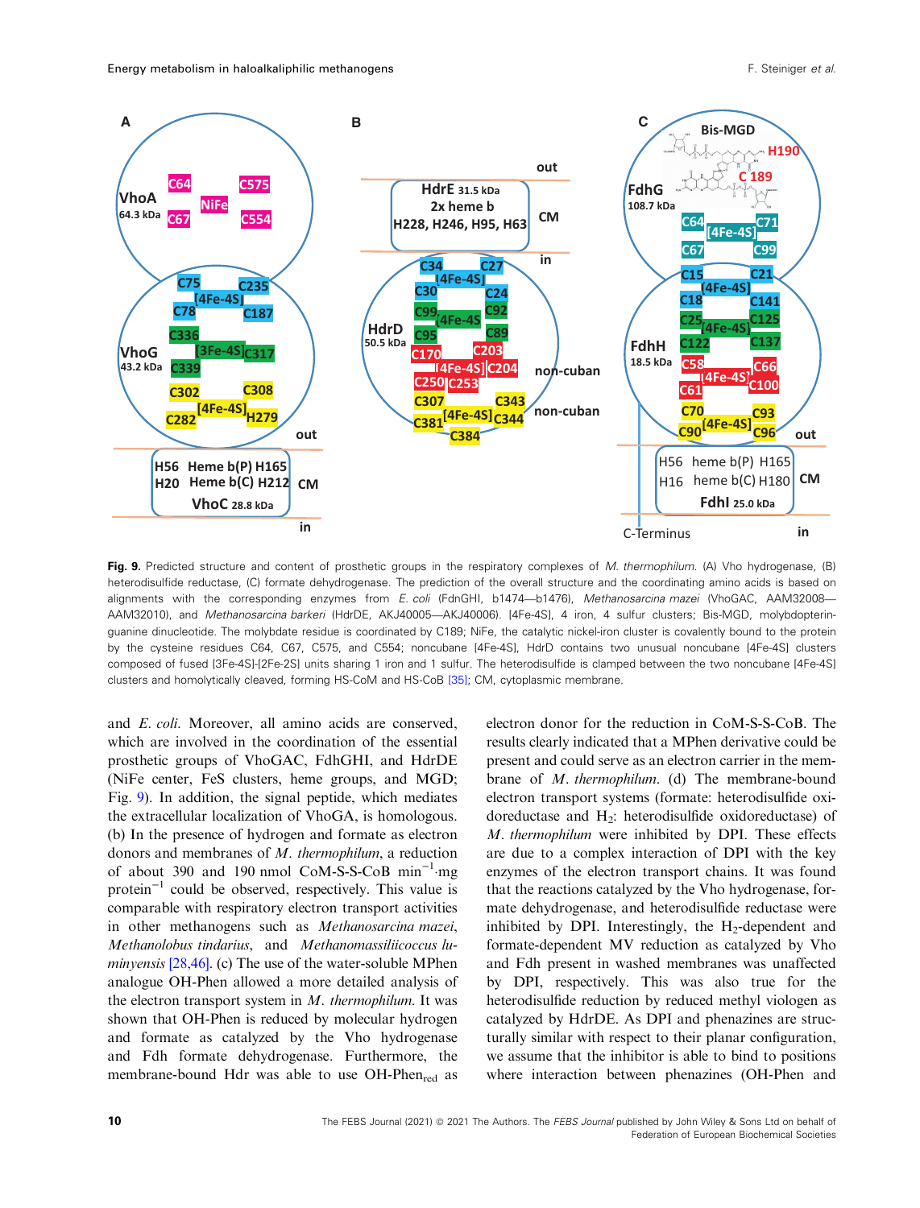Fig. 9. Predicted structure and content of prosthetic groups in the respiratory complexes of *M. thermophilum*. (A) Vho hydrogenase, (B) heterodisulfide reductase, (C) formate dehydrogenase. The prediction of the overall structure and the coordinating amino acids is based on alignments with the corresponding enzymes from *E. coli* (FdnGHI, b1474—b1476), *Methanosarcina mazei* (VhoGAC, AAM32008—AAM32010), and *Methanosarcina barkeri* (HdrDE, AKJ40005—AKJ40006). [4Fe-4S], 4 iron, 4 sulfur clusters; Bis-MGD, molybdopterin-guanine dinucleotide. The molybdate residue is coordinated by C189; NiFe, the catalytic nickel-iron cluster is covalently bound to the protein by the cysteine residues C64, C67, C575, and C554; noncubane [4Fe-4S], HdrD contains two unusual noncubane [4Fe-4S] clusters composed of fused [3Fe-4S]-[2Fe-2S] units sharing 1 iron and 1 sulfur. The heterodisulfide is clamped between the two noncubane [4Fe-4S] clusters and homolytically cleaved, forming HS-CoM and HS-CoB [35]; CM, cytoplasmic membrane.

and *E. coli*. Moreover, all amino acids are conserved, which are involved in the coordination of the essential prosthetic groups of VhoGAC, FdhGHI, and HdrDE (NiFe center, FeS clusters, heme groups, and MGD; Fig. 9). In addition, the signal peptide, which mediates the extracellular localization of VhoGA, is homologous. (b) In the presence of hydrogen and formate as electron donors and membranes of *M. thermophilum*, a reduction of about 390 and 190 nmol CoM-S-S-CoB $\text{min}^{-1}\cdot\text{mg protein}^{-1}$ could be observed, respectively. This value is comparable with respiratory electron transport activities in other methanogens such as *Methanosarcina mazei*, *Methanolobus tindarius*, and *Methanomassiliicoccus luminyensis* [28,46]. (c) The use of the water-soluble MPhen analogue OH-Phen allowed a more detailed analysis of the electron transport system in *M. thermophilum*. It was shown that OH-Phen is reduced by molecular hydrogen and formate as catalyzed by the Vho hydrogenase and Fdh formate dehydrogenase. Furthermore, the membrane-bound Hdr was able to use $\text{OH-Phen}_{red}$ as electron donor for the reduction in CoM-S-S-CoB. The results clearly indicated that a MPhen derivative could be present and could serve as an electron carrier in the membrane of *M. thermophilum*. (d) The membrane-bound electron transport systems (formate: heterodisulfide oxidoreductase and $H_2$: heterodisulfide oxidoreductase) of *M. thermophilum* were inhibited by DPI. These effects are due to a complex interaction of DPI with the key enzymes of the electron transport chains. It was found that the reactions catalyzed by the Vho hydrogenase, formate dehydrogenase, and heterodisulfide reductase were inhibited by DPI. Interestingly, the $H_2$-dependent and formate-dependent MV reduction as catalyzed by Vho and Fdh present in washed membranes was unaffected by DPI, respectively. This was also true for the heterodisulfide reduction by reduced methyl viologen as catalyzed by HdrDE. As DPI and phenazines are structurally similar with respect to their planar configuration, we assume that the inhibitor is able to bind to positions where interaction between phenazines (OH-Phen and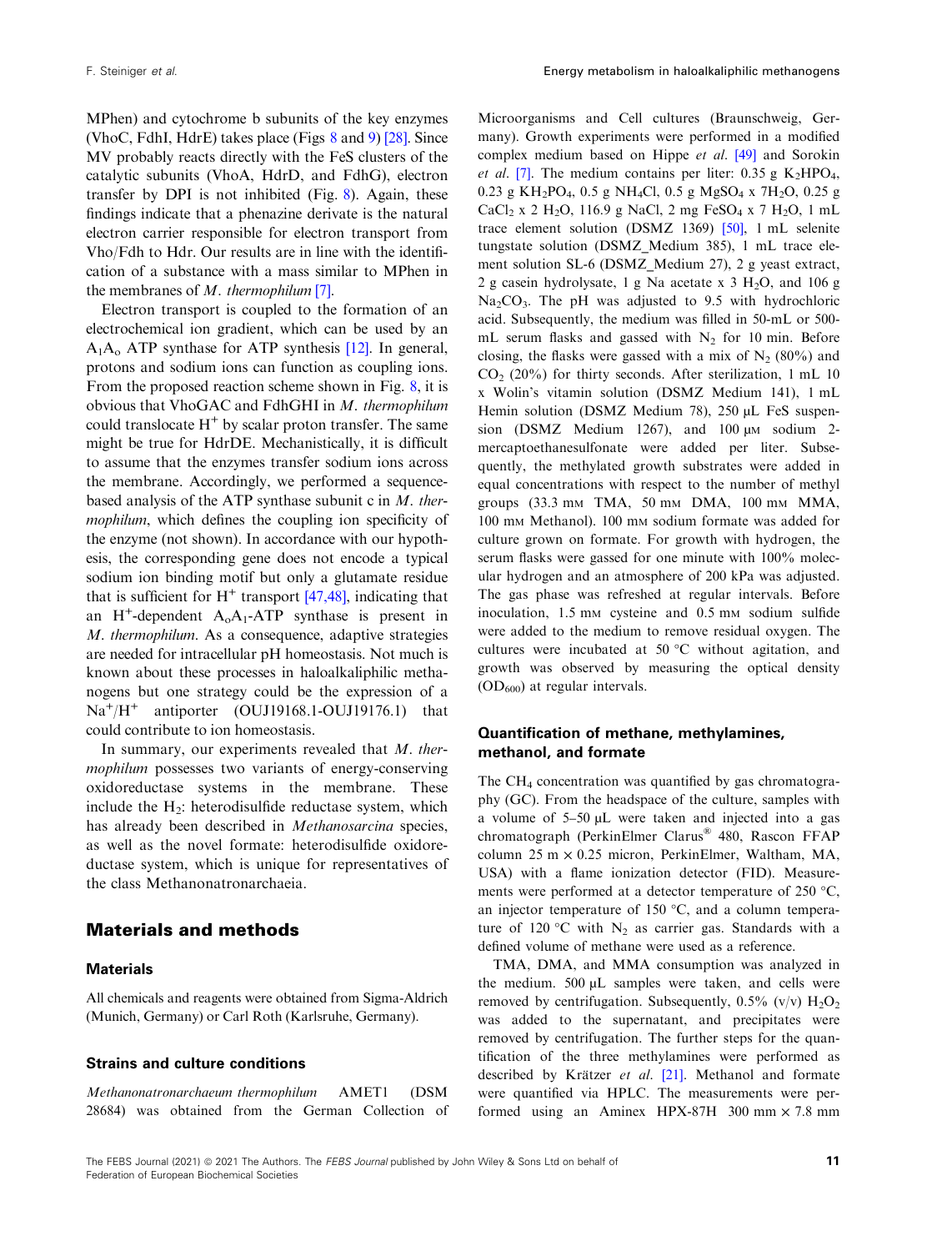MPhen) and cytochrome b subunits of the key enzymes (VhoC, FdhI, HdrE) takes place (Figs 8 and 9) [28]. Since MV probably reacts directly with the FeS clusters of the catalytic subunits (VhoA, HdrD, and FdhG), electron transfer by DPI is not inhibited (Fig. 8). Again, these findings indicate that a phenazine derivate is the natural electron carrier responsible for electron transport from Vho/Fdh to Hdr. Our results are in line with the identification of a substance with a mass similar to MPhen in the membranes of *M. thermophilum* [7].

Electron transport is coupled to the formation of an electrochemical ion gradient, which can be used by an $A_1A_o$ ATP synthase for ATP synthesis [12]. In general, protons and sodium ions can function as coupling ions. From the proposed reaction scheme shown in Fig. 8, it is obvious that VhoGAC and FdhGHI in *M. thermophilum* could translocate $H^+$ by scalar proton transfer. The same might be true for HdrDE. Mechanistically, it is difficult to assume that the enzymes transfer sodium ions across the membrane. Accordingly, we performed a sequence-based analysis of the ATP synthase subunit c in *M. thermophilum*, which defines the coupling ion specificity of the enzyme (not shown). In accordance with our hypothesis, the corresponding gene does not encode a typical sodium ion binding motif but only a glutamate residue that is sufficient for $H^+$ transport [47,48], indicating that an $H^+$-dependent $A_oA_1$-ATP synthase is present in *M. thermophilum*. As a consequence, adaptive strategies are needed for intracellular pH homeostasis. Not much is known about these processes in haloalkaliphilic methanogens but one strategy could be the expression of a $Na^+/H^+$ antiporter (OUJ19168.1-OUJ19176.1) that could contribute to ion homeostasis.

In summary, our experiments revealed that *M. thermophilum* possesses two variants of energy-conserving oxidoreductase systems in the membrane. These include the $H_2$: heterodisulfide reductase system, which has already been described in *Methanosarcina* species, as well as the novel formate: heterodisulfide oxidoreductase system, which is unique for representatives of the class Methanonatronarchaeia.

## Materials and methods

### Materials

All chemicals and reagents were obtained from Sigma-Aldrich (Munich, Germany) or Carl Roth (Karlsruhe, Germany).

### Strains and culture conditions

*Methanonatronarchaeum thermophilum* AMET1 (DSM 28684) was obtained from the German Collection of Microorganisms and Cell cultures (Braunschweig, Germany). Growth experiments were performed in a modified complex medium based on Hippe *et al.* [49] and Sorokin *et al.* [7]. The medium contains per liter: 0.35 g $K_2HPO_4$, 0.23 g $KH_2PO_4$, 0.5 g $NH_4Cl$, 0.5 g $MgSO_4$ x $7H_2O$, 0.25 g $CaCl_2$ x 2 $H_2O$, 116.9 g NaCl, 2 mg $FeSO_4$ x 7 $H_2O$, 1 mL trace element solution (DSMZ 1369) [50], 1 mL selenite tungstate solution (DSMZ_Medium 385), 1 mL trace element solution SL-6 (DSMZ_Medium 27), 2 g yeast extract, 2 g casein hydrolysate, 1 g Na acetate x 3 $H_2O$, and 106 g $Na_2CO_3$. The pH was adjusted to 9.5 with hydrochloric acid. Subsequently, the medium was filled in 50-mL or 500-mL serum flasks and gassed with $N_2$ for 10 min. Before closing, the flasks were gassed with a mix of $N_2$ (80%) and $CO_2$ (20%) for thirty seconds. After sterilization, 1 mL 10 x Wolin's vitamin solution (DSMZ Medium 141), 1 mL Hemin solution (DSMZ Medium 78), 250 µL FeS suspension (DSMZ Medium 1267), and 100 µM sodium 2-mercaptoethanesulfonate were added per liter. Subsequently, the methylated growth substrates were added in equal concentrations with respect to the number of methyl groups (33.3 mM TMA, 50 mM DMA, 100 mM MMA, 100 mM Methanol). 100 mM sodium formate was added for culture grown on formate. For growth with hydrogen, the serum flasks were gassed for one minute with 100% molecular hydrogen and an atmosphere of 200 kPa was adjusted. The gas phase was refreshed at regular intervals. Before inoculation, 1.5 mM cysteine and 0.5 mM sodium sulfide were added to the medium to remove residual oxygen. The cultures were incubated at 50 °C without agitation, and growth was observed by measuring the optical density ($OD_{600}$) at regular intervals.

### Quantification of methane, methylamines, methanol, and formate

The $CH_4$ concentration was quantified by gas chromatography (GC). From the headspace of the culture, samples with a volume of 5–50 µL were taken and injected into a gas chromatograph (PerkinElmer Clarus® 480, Rascon FFAP column 25 m × 0.25 micron, PerkinElmer, Waltham, MA, USA) with a flame ionization detector (FID). Measurements were performed at a detector temperature of 250 °C, an injector temperature of 150 °C, and a column temperature of 120 °C with $N_2$ as carrier gas. Standards with a defined volume of methane were used as a reference.

TMA, DMA, and MMA consumption was analyzed in the medium. 500 µL samples were taken, and cells were removed by centrifugation. Subsequently, 0.5% (v/v) $H_2O_2$ was added to the supernatant, and precipitates were removed by centrifugation. The further steps for the quantification of the three methylamines were performed as described by Krätzer *et al.* [21]. Methanol and formate were quantified via HPLC. The measurements were performed using an Aminex HPX-87H 300 mm × 7.8 mm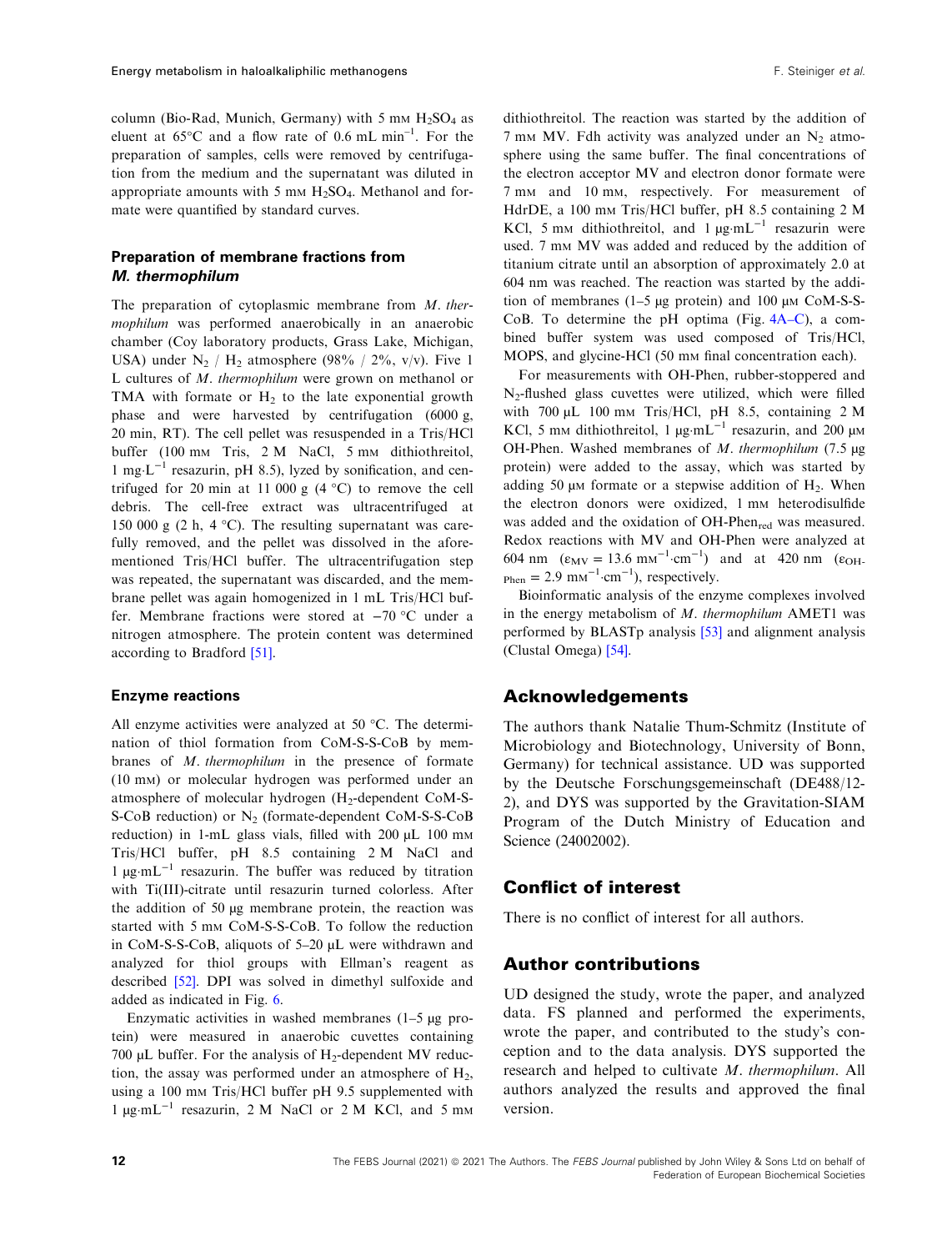column (Bio-Rad, Munich, Germany) with 5 mM $H_2SO_4$ as eluent at 65°C and a flow rate of 0.6 mL min$^{-1}$. For the preparation of samples, cells were removed by centrifugation from the medium and the supernatant was diluted in appropriate amounts with 5 mM $H_2SO_4$. Methanol and formate were quantified by standard curves.

### Preparation of membrane fractions from *M. thermophilum*

The preparation of cytoplasmic membrane from *M. thermophilum* was performed anaerobically in an anaerobic chamber (Coy laboratory products, Grass Lake, Michigan, USA) under $N_2$ / $H_2$ atmosphere (98% / 2%, v/v). Five 1 L cultures of *M. thermophilum* were grown on methanol or TMA with formate or $H_2$ to the late exponential growth phase and were harvested by centrifugation (6000 g, 20 min, RT). The cell pellet was resuspended in a Tris/HCl buffer (100 mM Tris, 2 M NaCl, 5 mM dithiothreitol, 1 mg·L$^{-1}$ resazurin, pH 8.5), lyzed by sonification, and centrifuged for 20 min at 11 000 g (4 °C) to remove the cell debris. The cell-free extract was ultracentrifuged at 150 000 g (2 h, 4 °C). The resulting supernatant was carefully removed, and the pellet was dissolved in the aforementioned Tris/HCl buffer. The ultracentrifugation step was repeated, the supernatant was discarded, and the membrane pellet was again homogenized in 1 mL Tris/HCl buffer. Membrane fractions were stored at −70 °C under a nitrogen atmosphere. The protein content was determined according to Bradford [51].

### Enzyme reactions

All enzyme activities were analyzed at 50 °C. The determination of thiol formation from CoM-S-S-CoB by membranes of *M. thermophilum* in the presence of formate (10 mM) or molecular hydrogen was performed under an atmosphere of molecular hydrogen ($H_2$-dependent CoM-S-S-CoB reduction) or $N_2$ (formate-dependent CoM-S-S-CoB reduction) in 1-mL glass vials, filled with 200 µL 100 mM Tris/HCl buffer, pH 8.5 containing 2 M NaCl and 1 µg·mL$^{-1}$ resazurin. The buffer was reduced by titration with Ti(III)-citrate until resazurin turned colorless. After the addition of 50 µg membrane protein, the reaction was started with 5 mM CoM-S-S-CoB. To follow the reduction in CoM-S-S-CoB, aliquots of 5–20 µL were withdrawn and analyzed for thiol groups with Ellman's reagent as described [52]. DPI was solved in dimethyl sulfoxide and added as indicated in Fig. 6.

Enzymatic activities in washed membranes (1–5 µg protein) were measured in anaerobic cuvettes containing 700 µL buffer. For the analysis of $H_2$-dependent MV reduction, the assay was performed under an atmosphere of $H_2$, using a 100 mM Tris/HCl buffer pH 9.5 supplemented with 1 µg·mL$^{-1}$ resazurin, 2 M NaCl or 2 M KCl, and 5 mM dithiothreitol. The reaction was started by the addition of 7 mM MV. Fdh activity was analyzed under an $N_2$ atmosphere using the same buffer. The final concentrations of the electron acceptor MV and electron donor formate were 7 mM and 10 mM, respectively. For measurement of HdrDE, a 100 mM Tris/HCl buffer, pH 8.5 containing 2 M KCl, 5 mM dithiothreitol, and 1 µg·mL$^{-1}$ resazurin were used. 7 mM MV was added and reduced by the addition of titanium citrate until an absorption of approximately 2.0 at 604 nm was reached. The reaction was started by the addition of membranes (1–5 µg protein) and 100 µM CoM-S-S-CoB. To determine the pH optima (Fig. 4A–C), a combined buffer system was used composed of Tris/HCl, MOPS, and glycine-HCl (50 mM final concentration each).

For measurements with OH-Phen, rubber-stoppered and $N_2$-flushed glass cuvettes were utilized, which were filled with 700 µL 100 mM Tris/HCl, pH 8.5, containing 2 M KCl, 5 mM dithiothreitol, 1 µg·mL$^{-1}$ resazurin, and 200 µM OH-Phen. Washed membranes of *M. thermophilum* (7.5 µg protein) were added to the assay, which was started by adding 50 µM formate or a stepwise addition of $H_2$. When the electron donors were oxidized, 1 mM heterodisulfide was added and the oxidation of OH-Phen$_{red}$ was measured. Redox reactions with MV and OH-Phen were analyzed at 604 nm ($\varepsilon_{MV}$ = 13.6 mM$^{-1}$·cm$^{-1}$) and at 420 nm ($\varepsilon_{OH\text{-}Phen}$ = 2.9 mM$^{-1}$·cm$^{-1}$), respectively.

Bioinformatic analysis of the enzyme complexes involved in the energy metabolism of *M. thermophilum* AMET1 was performed by BLASTp analysis [53] and alignment analysis (Clustal Omega) [54].

## Acknowledgements

The authors thank Natalie Thum-Schmitz (Institute of Microbiology and Biotechnology, University of Bonn, Germany) for technical assistance. UD was supported by the Deutsche Forschungsgemeinschaft (DE488/12-2), and DYS was supported by the Gravitation-SIAM Program of the Dutch Ministry of Education and Science (24002002).

## Conflict of interest

There is no conflict of interest for all authors.

## Author contributions

UD designed the study, wrote the paper, and analyzed data. FS planned and performed the experiments, wrote the paper, and contributed to the study's conception and to the data analysis. DYS supported the research and helped to cultivate *M. thermophilum*. All authors analyzed the results and approved the final version.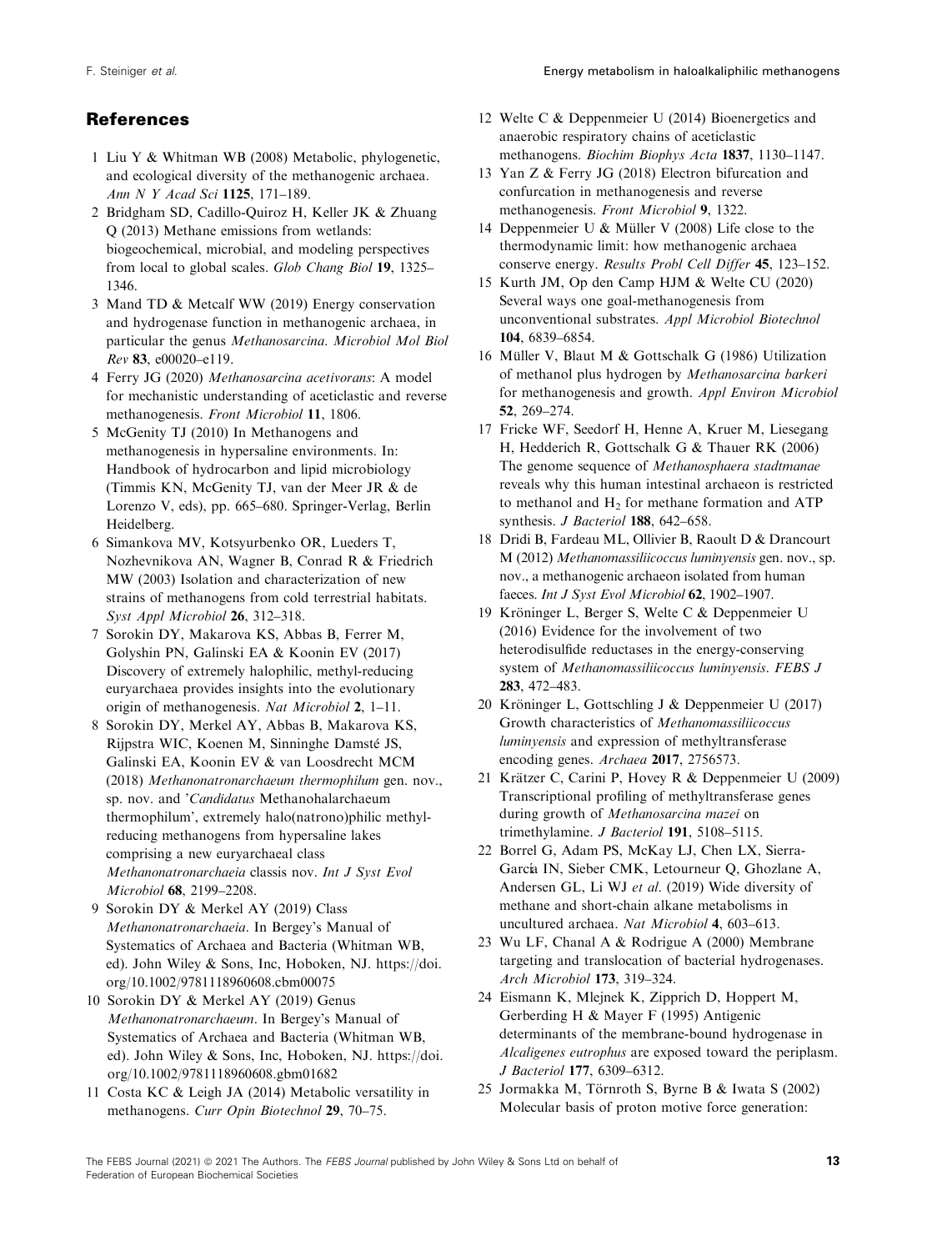## References

1 Liu Y & Whitman WB (2008) Metabolic, phylogenetic, and ecological diversity of the methanogenic archaea. *Ann N Y Acad Sci* **1125**, 171–189.

2 Bridgham SD, Cadillo-Quiroz H, Keller JK & Zhuang Q (2013) Methane emissions from wetlands: biogeochemical, microbial, and modeling perspectives from local to global scales. *Glob Chang Biol* **19**, 1325–1346.

3 Mand TD & Metcalf WW (2019) Energy conservation and hydrogenase function in methanogenic archaea, in particular the genus *Methanosarcina*. *Microbiol Mol Biol Rev* **83**, e00020–e119.

4 Ferry JG (2020) *Methanosarcina acetivorans*: A model for mechanistic understanding of aceticlastic and reverse methanogenesis. *Front Microbiol* **11**, 1806.

5 McGenity TJ (2010) In Methanogens and methanogenesis in hypersaline environments. In: Handbook of hydrocarbon and lipid microbiology (Timmis KN, McGenity TJ, van der Meer JR & de Lorenzo V, eds), pp. 665–680. Springer-Verlag, Berlin Heidelberg.

6 Simankova MV, Kotsyurbenko OR, Lueders T, Nozhevnikova AN, Wagner B, Conrad R & Friedrich MW (2003) Isolation and characterization of new strains of methanogens from cold terrestrial habitats. *Syst Appl Microbiol* **26**, 312–318.

7 Sorokin DY, Makarova KS, Abbas B, Ferrer M, Golyshin PN, Galinski EA & Koonin EV (2017) Discovery of extremely halophilic, methyl-reducing euryarchaea provides insights into the evolutionary origin of methanogenesis. *Nat Microbiol* **2**, 1–11.

8 Sorokin DY, Merkel AY, Abbas B, Makarova KS, Rijpstra WIC, Koenen M, Sinninghe Damsté JS, Galinski EA, Koonin EV & van Loosdrecht MCM (2018) *Methanonatronarchaeum thermophilum* gen. nov., sp. nov. and '*Candidatus* Methanohalarchaeum thermophilum', extremely halo(natrono)philic methyl-reducing methanogens from hypersaline lakes comprising a new euryarchaeal class *Methanonatronarchaeia* classis nov. *Int J Syst Evol Microbiol* **68**, 2199–2208.

9 Sorokin DY & Merkel AY (2019) Class *Methanonatronarchaeia*. In Bergey's Manual of Systematics of Archaea and Bacteria (Whitman WB, ed). John Wiley & Sons, Inc, Hoboken, NJ. https://doi.org/10.1002/9781118960608.cbm00075

10 Sorokin DY & Merkel AY (2019) Genus *Methanonatronarchaeum*. In Bergey's Manual of Systematics of Archaea and Bacteria (Whitman WB, ed). John Wiley & Sons, Inc, Hoboken, NJ. https://doi.org/10.1002/9781118960608.gbm01682

11 Costa KC & Leigh JA (2014) Metabolic versatility in methanogens. *Curr Opin Biotechnol* **29**, 70–75.

12 Welte C & Deppenmeier U (2014) Bioenergetics and anaerobic respiratory chains of aceticlastic methanogens. *Biochim Biophys Acta* **1837**, 1130–1147.

13 Yan Z & Ferry JG (2018) Electron bifurcation and confurcation in methanogenesis and reverse methanogenesis. *Front Microbiol* **9**, 1322.

14 Deppenmeier U & Müller V (2008) Life close to the thermodynamic limit: how methanogenic archaea conserve energy. *Results Probl Cell Differ* **45**, 123–152.

15 Kurth JM, Op den Camp HJM & Welte CU (2020) Several ways one goal-methanogenesis from unconventional substrates. *Appl Microbiol Biotechnol* **104**, 6839–6854.

16 Müller V, Blaut M & Gottschalk G (1986) Utilization of methanol plus hydrogen by *Methanosarcina barkeri* for methanogenesis and growth. *Appl Environ Microbiol* **52**, 269–274.

17 Fricke WF, Seedorf H, Henne A, Kruer M, Liesegang H, Hedderich R, Gottschalk G & Thauer RK (2006) The genome sequence of *Methanosphaera stadtmanae* reveals why this human intestinal archaeon is restricted to methanol and $H_2$ for methane formation and ATP synthesis. *J Bacteriol* **188**, 642–658.

18 Dridi B, Fardeau ML, Ollivier B, Raoult D & Drancourt M (2012) *Methanomassiliicoccus luminyensis* gen. nov., sp. nov., a methanogenic archaeon isolated from human faeces. *Int J Syst Evol Microbiol* **62**, 1902–1907.

19 Kröninger L, Berger S, Welte C & Deppenmeier U (2016) Evidence for the involvement of two heterodisulfide reductases in the energy-conserving system of *Methanomassiliicoccus luminyensis*. *FEBS J* **283**, 472–483.

20 Kröninger L, Gottschling J & Deppenmeier U (2017) Growth characteristics of *Methanomassiliicoccus luminyensis* and expression of methyltransferase encoding genes. *Archaea* **2017**, 2756573.

21 Krätzer C, Carini P, Hovey R & Deppenmeier U (2009) Transcriptional profiling of methyltransferase genes during growth of *Methanosarcina mazei* on trimethylamine. *J Bacteriol* **191**, 5108–5115.

22 Borrel G, Adam PS, McKay LJ, Chen LX, Sierra-García IN, Sieber CMK, Letourneur Q, Ghozlane A, Andersen GL, Li WJ *et al*. (2019) Wide diversity of methane and short-chain alkane metabolisms in uncultured archaea. *Nat Microbiol* **4**, 603–613.

23 Wu LF, Chanal A & Rodrigue A (2000) Membrane targeting and translocation of bacterial hydrogenases. *Arch Microbiol* **173**, 319–324.

24 Eismann K, Mlejnek K, Zipprich D, Hoppert M, Gerberding H & Mayer F (1995) Antigenic determinants of the membrane-bound hydrogenase in *Alcaligenes eutrophus* are exposed toward the periplasm. *J Bacteriol* **177**, 6309–6312.

25 Jormakka M, Törnroth S, Byrne B & Iwata S (2002) Molecular basis of proton motive force generation: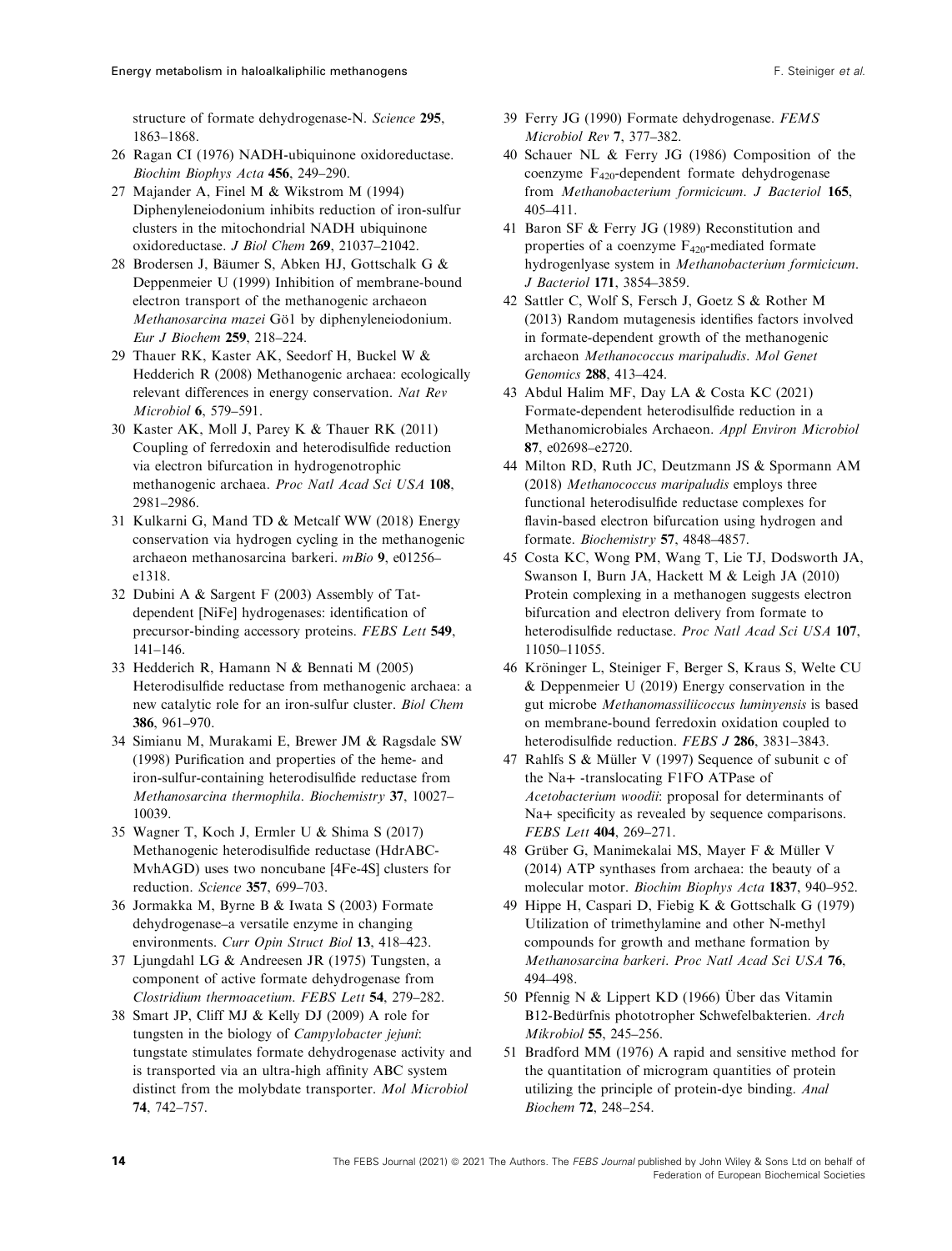structure of formate dehydrogenase-N. *Science* **295**, 1863–1868.

26 Ragan CI (1976) NADH-ubiquinone oxidoreductase. *Biochim Biophys Acta* **456**, 249–290.

27 Majander A, Finel M & Wikstrom M (1994) Diphenyleneiodonium inhibits reduction of iron-sulfur clusters in the mitochondrial NADH ubiquinone oxidoreductase. *J Biol Chem* **269**, 21037–21042.

28 Brodersen J, Bäumer S, Abken HJ, Gottschalk G & Deppenmeier U (1999) Inhibition of membrane-bound electron transport of the methanogenic archaeon *Methanosarcina mazei* Gö1 by diphenyleneiodonium. *Eur J Biochem* **259**, 218–224.

29 Thauer RK, Kaster AK, Seedorf H, Buckel W & Hedderich R (2008) Methanogenic archaea: ecologically relevant differences in energy conservation. *Nat Rev Microbiol* **6**, 579–591.

30 Kaster AK, Moll J, Parey K & Thauer RK (2011) Coupling of ferredoxin and heterodisulfide reduction via electron bifurcation in hydrogenotrophic methanogenic archaea. *Proc Natl Acad Sci USA* **108**, 2981–2986.

31 Kulkarni G, Mand TD & Metcalf WW (2018) Energy conservation via hydrogen cycling in the methanogenic archaeon methanosarcina barkeri. *mBio* **9**, e01256–e1318.

32 Dubini A & Sargent F (2003) Assembly of Tat-dependent [NiFe] hydrogenases: identification of precursor-binding accessory proteins. *FEBS Lett* **549**, 141–146.

33 Hedderich R, Hamann N & Bennati M (2005) Heterodisulfide reductase from methanogenic archaea: a new catalytic role for an iron-sulfur cluster. *Biol Chem* **386**, 961–970.

34 Simianu M, Murakami E, Brewer JM & Ragsdale SW (1998) Purification and properties of the heme- and iron-sulfur-containing heterodisulfide reductase from *Methanosarcina thermophila*. *Biochemistry* **37**, 10027–10039.

35 Wagner T, Koch J, Ermler U & Shima S (2017) Methanogenic heterodisulfide reductase (HdrABC-MvhAGD) uses two noncubane [4Fe-4S] clusters for reduction. *Science* **357**, 699–703.

36 Jormakka M, Byrne B & Iwata S (2003) Formate dehydrogenase–a versatile enzyme in changing environments. *Curr Opin Struct Biol* **13**, 418–423.

37 Ljungdahl LG & Andreesen JR (1975) Tungsten, a component of active formate dehydrogenase from *Clostridium thermoacetium*. *FEBS Lett* **54**, 279–282.

38 Smart JP, Cliff MJ & Kelly DJ (2009) A role for tungsten in the biology of *Campylobacter jejuni*: tungstate stimulates formate dehydrogenase activity and is transported via an ultra-high affinity ABC system distinct from the molybdate transporter. *Mol Microbiol* **74**, 742–757.

39 Ferry JG (1990) Formate dehydrogenase. *FEMS Microbiol Rev* **7**, 377–382.

40 Schauer NL & Ferry JG (1986) Composition of the coenzyme $F_{420}$-dependent formate dehydrogenase from *Methanobacterium formicicum*. *J Bacteriol* **165**, 405–411.

41 Baron SF & Ferry JG (1989) Reconstitution and properties of a coenzyme $F_{420}$-mediated formate hydrogenlyase system in *Methanobacterium formicicum*. *J Bacteriol* **171**, 3854–3859.

42 Sattler C, Wolf S, Fersch J, Goetz S & Rother M (2013) Random mutagenesis identifies factors involved in formate-dependent growth of the methanogenic archaeon *Methanococcus maripaludis*. *Mol Genet Genomics* **288**, 413–424.

43 Abdul Halim MF, Day LA & Costa KC (2021) Formate-dependent heterodisulfide reduction in a Methanomicrobiales Archaeon. *Appl Environ Microbiol* **87**, e02698–e2720.

44 Milton RD, Ruth JC, Deutzmann JS & Spormann AM (2018) *Methanococcus maripaludis* employs three functional heterodisulfide reductase complexes for flavin-based electron bifurcation using hydrogen and formate. *Biochemistry* **57**, 4848–4857.

45 Costa KC, Wong PM, Wang T, Lie TJ, Dodsworth JA, Swanson I, Burn JA, Hackett M & Leigh JA (2010) Protein complexing in a methanogen suggests electron bifurcation and electron delivery from formate to heterodisulfide reductase. *Proc Natl Acad Sci USA* **107**, 11050–11055.

46 Kröninger L, Steiniger F, Berger S, Kraus S, Welte CU & Deppenmeier U (2019) Energy conservation in the gut microbe *Methanomassiliicoccus luminyensis* is based on membrane-bound ferredoxin oxidation coupled to heterodisulfide reduction. *FEBS J* **286**, 3831–3843.

47 Rahlfs S & Müller V (1997) Sequence of subunit c of the Na+ -translocating F1FO ATPase of *Acetobacterium woodii*: proposal for determinants of Na+ specificity as revealed by sequence comparisons. *FEBS Lett* **404**, 269–271.

48 Grüber G, Manimekalai MS, Mayer F & Müller V (2014) ATP synthases from archaea: the beauty of a molecular motor. *Biochim Biophys Acta* **1837**, 940–952.

49 Hippe H, Caspari D, Fiebig K & Gottschalk G (1979) Utilization of trimethylamine and other N-methyl compounds for growth and methane formation by *Methanosarcina barkeri*. *Proc Natl Acad Sci USA* **76**, 494–498.

50 Pfennig N & Lippert KD (1966) Über das Vitamin B12-Bedürfnis phototropher Schwefelbakterien. *Arch Mikrobiol* **55**, 245–256.

51 Bradford MM (1976) A rapid and sensitive method for the quantitation of microgram quantities of protein utilizing the principle of protein-dye binding. *Anal Biochem* **72**, 248–254.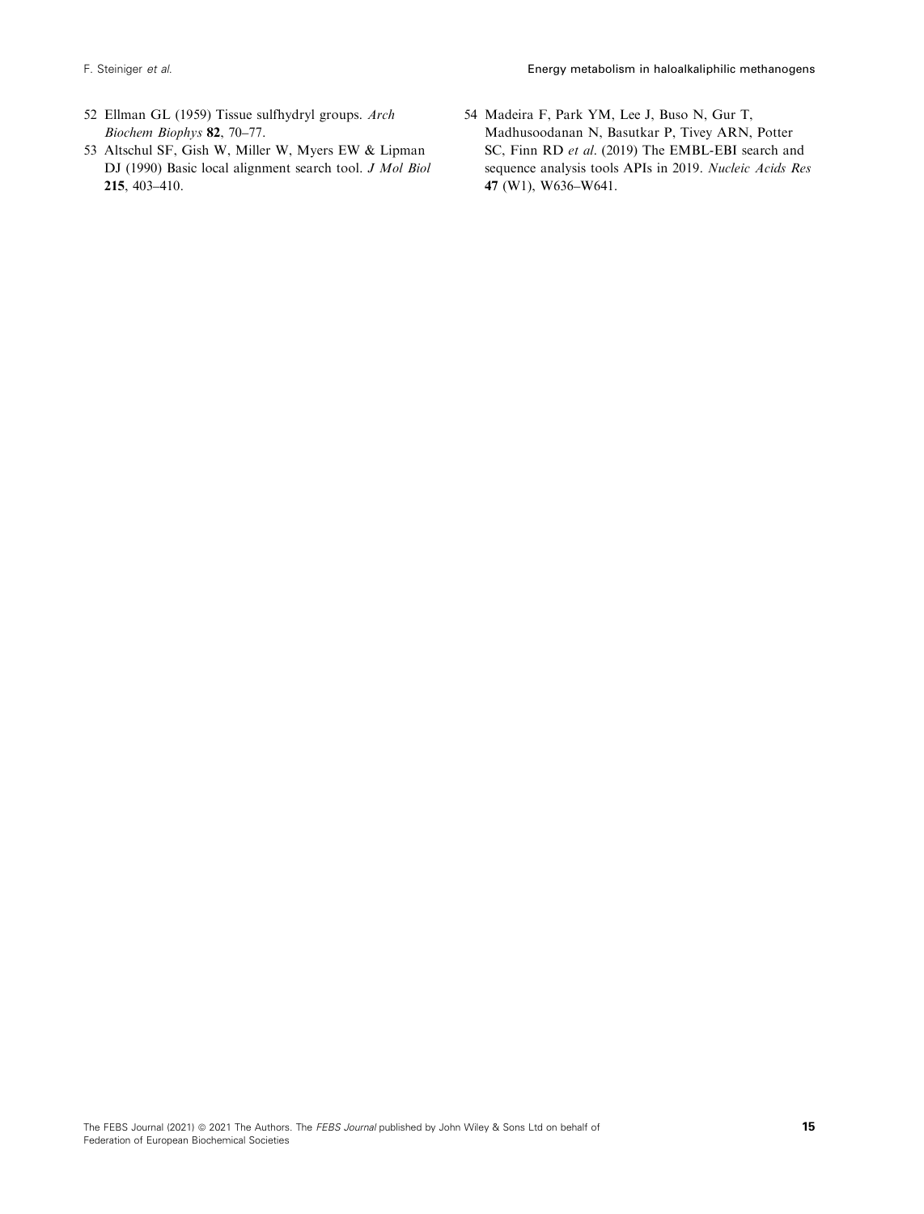52 Ellman GL (1959) Tissue sulfhydryl groups. *Arch Biochem Biophys* **82**, 70–77.

53 Altschul SF, Gish W, Miller W, Myers EW & Lipman DJ (1990) Basic local alignment search tool. *J Mol Biol* **215**, 403–410.

54 Madeira F, Park YM, Lee J, Buso N, Gur T, Madhusoodanan N, Basutkar P, Tivey ARN, Potter SC, Finn RD *et al*. (2019) The EMBL-EBI search and sequence analysis tools APIs in 2019. *Nucleic Acids Res* **47** (W1), W636–W641.